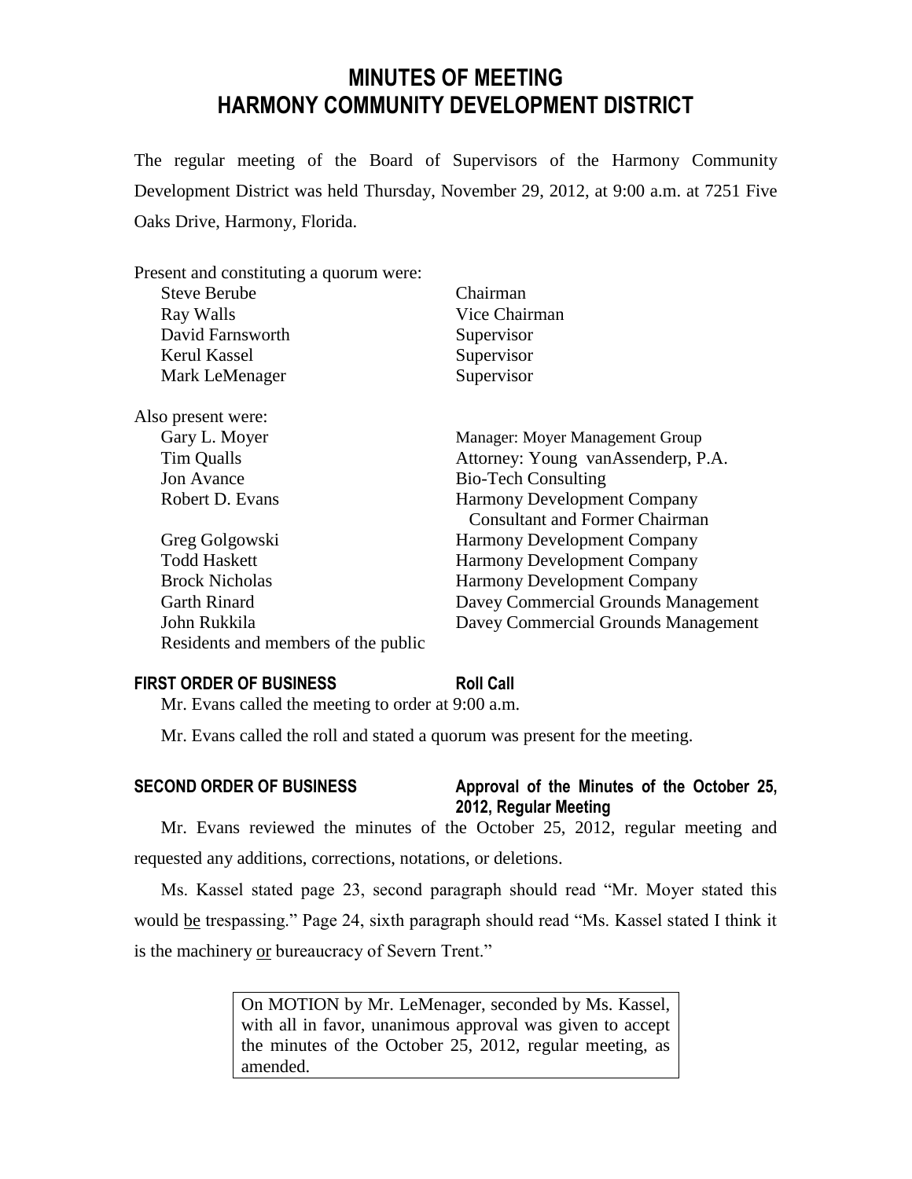# MINUTES OF MEETING
# HARMONY COMMUNITY DEVELOPMENT DISTRICT

The regular meeting of the Board of Supervisors of the Harmony Community Development District was held Thursday, November 29, 2012, at 9:00 a.m. at 7251 Five Oaks Drive, Harmony, Florida.

Present and constituting a quorum were:

| | |
|---|---|
| Steve Berube | Chairman |
| Ray Walls | Vice Chairman |
| David Farnsworth | Supervisor |
| Kerul Kassel | Supervisor |
| Mark LeMenager | Supervisor |

Also present were:

| | |
|---|---|
| Gary L. Moyer | Manager: Moyer Management Group |
| Tim Qualls | Attorney: Young vanAssenderp, P.A. |
| Jon Avance | Bio-Tech Consulting |
| Robert D. Evans | Harmony Development Company Consultant and Former Chairman |
| Greg Golgowski | Harmony Development Company |
| Todd Haskett | Harmony Development Company |
| Brock Nicholas | Harmony Development Company |
| Garth Rinard | Davey Commercial Grounds Management |
| John Rukkila | Davey Commercial Grounds Management |
| Residents and members of the public | |

## FIRST ORDER OF BUSINESS — Roll Call

Mr. Evans called the meeting to order at 9:00 a.m.

Mr. Evans called the roll and stated a quorum was present for the meeting.

## SECOND ORDER OF BUSINESS — Approval of the Minutes of the October 25, 2012, Regular Meeting

Mr. Evans reviewed the minutes of the October 25, 2012, regular meeting and requested any additions, corrections, notations, or deletions.

Ms. Kassel stated page 23, second paragraph should read "Mr. Moyer stated this would be trespassing." Page 24, sixth paragraph should read "Ms. Kassel stated I think it is the machinery or bureaucracy of Severn Trent."

> On MOTION by Mr. LeMenager, seconded by Ms. Kassel, with all in favor, unanimous approval was given to accept the minutes of the October 25, 2012, regular meeting, as amended.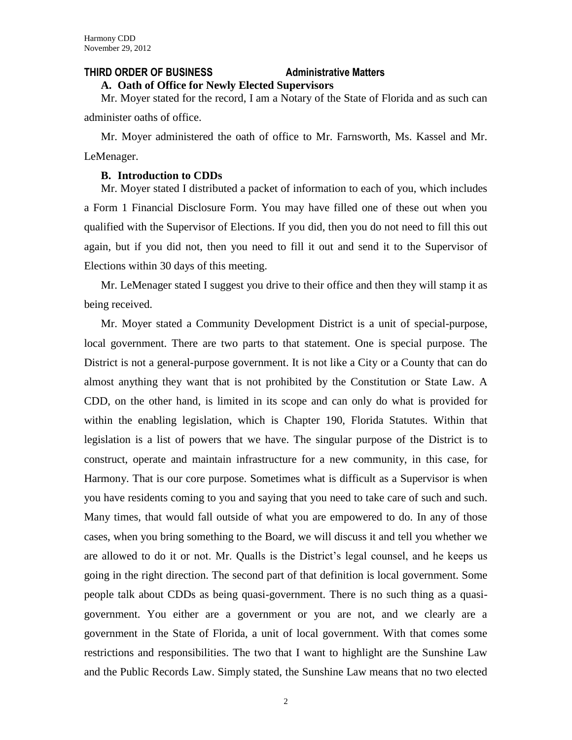## THIRD ORDER OF BUSINESS Administrative Matters

**A. Oath of Office for Newly Elected Supervisors**

Mr. Moyer stated for the record, I am a Notary of the State of Florida and as such can administer oaths of office.

Mr. Moyer administered the oath of office to Mr. Farnsworth, Ms. Kassel and Mr. LeMenager.

**B. Introduction to CDDs**

Mr. Moyer stated I distributed a packet of information to each of you, which includes a Form 1 Financial Disclosure Form. You may have filled one of these out when you qualified with the Supervisor of Elections. If you did, then you do not need to fill this out again, but if you did not, then you need to fill it out and send it to the Supervisor of Elections within 30 days of this meeting.

Mr. LeMenager stated I suggest you drive to their office and then they will stamp it as being received.

Mr. Moyer stated a Community Development District is a unit of special-purpose, local government. There are two parts to that statement. One is special purpose. The District is not a general-purpose government. It is not like a City or a County that can do almost anything they want that is not prohibited by the Constitution or State Law. A CDD, on the other hand, is limited in its scope and can only do what is provided for within the enabling legislation, which is Chapter 190, Florida Statutes. Within that legislation is a list of powers that we have. The singular purpose of the District is to construct, operate and maintain infrastructure for a new community, in this case, for Harmony. That is our core purpose. Sometimes what is difficult as a Supervisor is when you have residents coming to you and saying that you need to take care of such and such. Many times, that would fall outside of what you are empowered to do. In any of those cases, when you bring something to the Board, we will discuss it and tell you whether we are allowed to do it or not. Mr. Qualls is the District's legal counsel, and he keeps us going in the right direction. The second part of that definition is local government. Some people talk about CDDs as being quasi-government. There is no such thing as a quasi-government. You either are a government or you are not, and we clearly are a government in the State of Florida, a unit of local government. With that comes some restrictions and responsibilities. The two that I want to highlight are the Sunshine Law and the Public Records Law. Simply stated, the Sunshine Law means that no two elected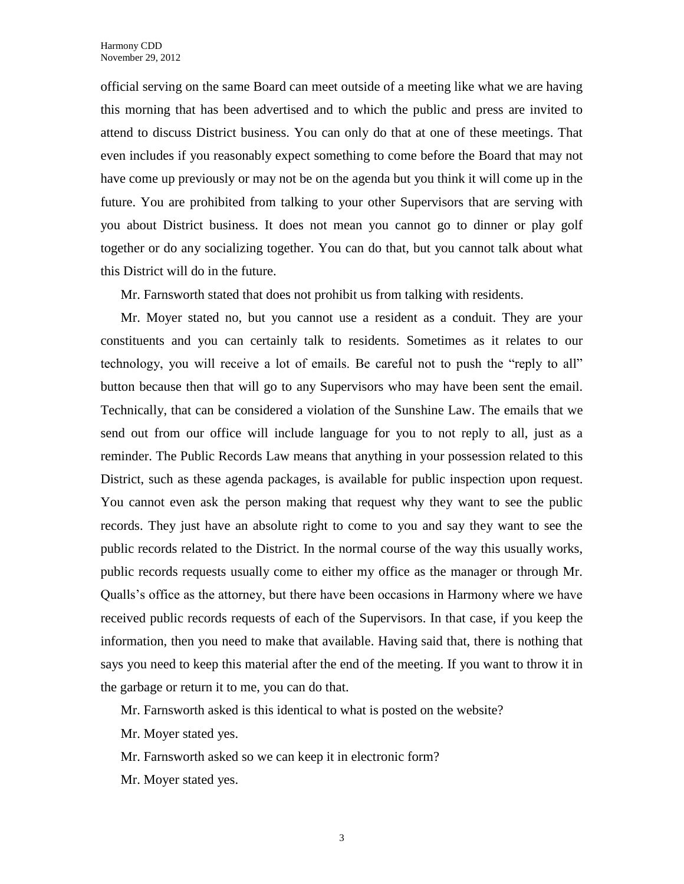official serving on the same Board can meet outside of a meeting like what we are having this morning that has been advertised and to which the public and press are invited to attend to discuss District business. You can only do that at one of these meetings. That even includes if you reasonably expect something to come before the Board that may not have come up previously or may not be on the agenda but you think it will come up in the future. You are prohibited from talking to your other Supervisors that are serving with you about District business. It does not mean you cannot go to dinner or play golf together or do any socializing together. You can do that, but you cannot talk about what this District will do in the future.

Mr. Farnsworth stated that does not prohibit us from talking with residents.

Mr. Moyer stated no, but you cannot use a resident as a conduit. They are your constituents and you can certainly talk to residents. Sometimes as it relates to our technology, you will receive a lot of emails. Be careful not to push the "reply to all" button because then that will go to any Supervisors who may have been sent the email. Technically, that can be considered a violation of the Sunshine Law. The emails that we send out from our office will include language for you to not reply to all, just as a reminder. The Public Records Law means that anything in your possession related to this District, such as these agenda packages, is available for public inspection upon request. You cannot even ask the person making that request why they want to see the public records. They just have an absolute right to come to you and say they want to see the public records related to the District. In the normal course of the way this usually works, public records requests usually come to either my office as the manager or through Mr. Qualls's office as the attorney, but there have been occasions in Harmony where we have received public records requests of each of the Supervisors. In that case, if you keep the information, then you need to make that available. Having said that, there is nothing that says you need to keep this material after the end of the meeting. If you want to throw it in the garbage or return it to me, you can do that.

Mr. Farnsworth asked is this identical to what is posted on the website?

Mr. Moyer stated yes.

Mr. Farnsworth asked so we can keep it in electronic form?

Mr. Moyer stated yes.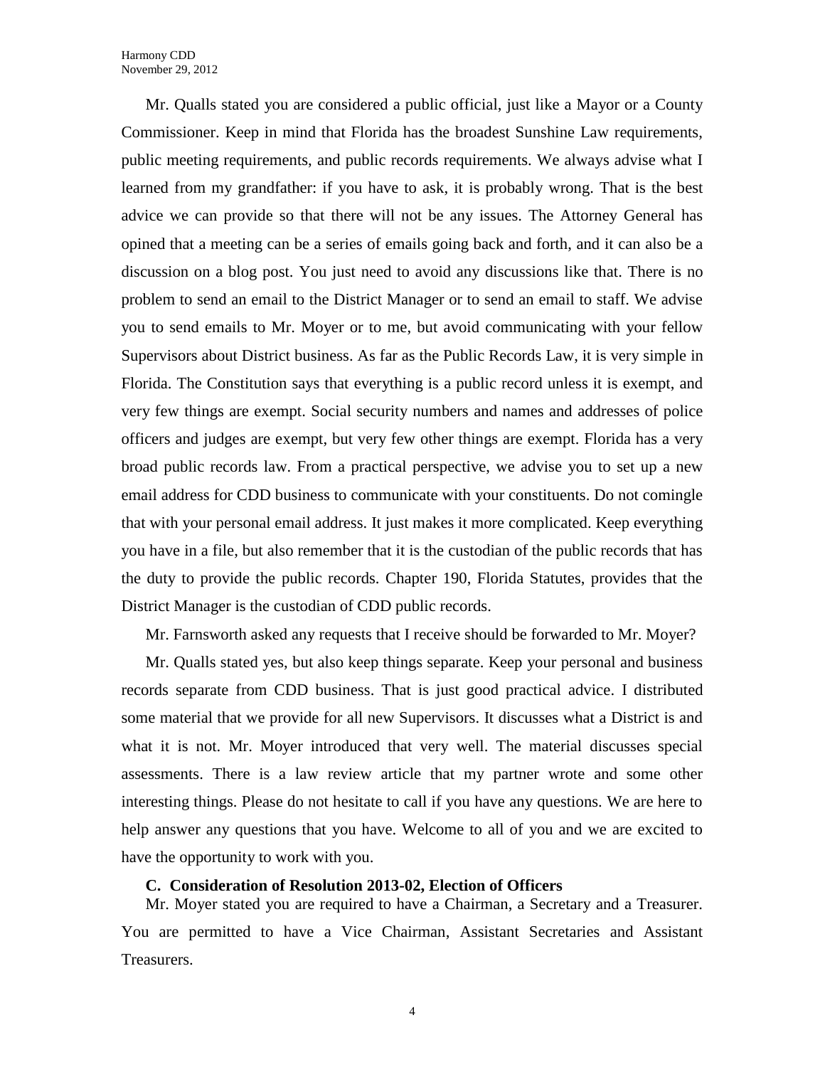Mr. Qualls stated you are considered a public official, just like a Mayor or a County Commissioner. Keep in mind that Florida has the broadest Sunshine Law requirements, public meeting requirements, and public records requirements. We always advise what I learned from my grandfather: if you have to ask, it is probably wrong. That is the best advice we can provide so that there will not be any issues. The Attorney General has opined that a meeting can be a series of emails going back and forth, and it can also be a discussion on a blog post. You just need to avoid any discussions like that. There is no problem to send an email to the District Manager or to send an email to staff. We advise you to send emails to Mr. Moyer or to me, but avoid communicating with your fellow Supervisors about District business. As far as the Public Records Law, it is very simple in Florida. The Constitution says that everything is a public record unless it is exempt, and very few things are exempt. Social security numbers and names and addresses of police officers and judges are exempt, but very few other things are exempt. Florida has a very broad public records law. From a practical perspective, we advise you to set up a new email address for CDD business to communicate with your constituents. Do not comingle that with your personal email address. It just makes it more complicated. Keep everything you have in a file, but also remember that it is the custodian of the public records that has the duty to provide the public records. Chapter 190, Florida Statutes, provides that the District Manager is the custodian of CDD public records.

Mr. Farnsworth asked any requests that I receive should be forwarded to Mr. Moyer?

Mr. Qualls stated yes, but also keep things separate. Keep your personal and business records separate from CDD business. That is just good practical advice. I distributed some material that we provide for all new Supervisors. It discusses what a District is and what it is not. Mr. Moyer introduced that very well. The material discusses special assessments. There is a law review article that my partner wrote and some other interesting things. Please do not hesitate to call if you have any questions. We are here to help answer any questions that you have. Welcome to all of you and we are excited to have the opportunity to work with you.

**C. Consideration of Resolution 2013-02, Election of Officers**

Mr. Moyer stated you are required to have a Chairman, a Secretary and a Treasurer. You are permitted to have a Vice Chairman, Assistant Secretaries and Assistant Treasurers.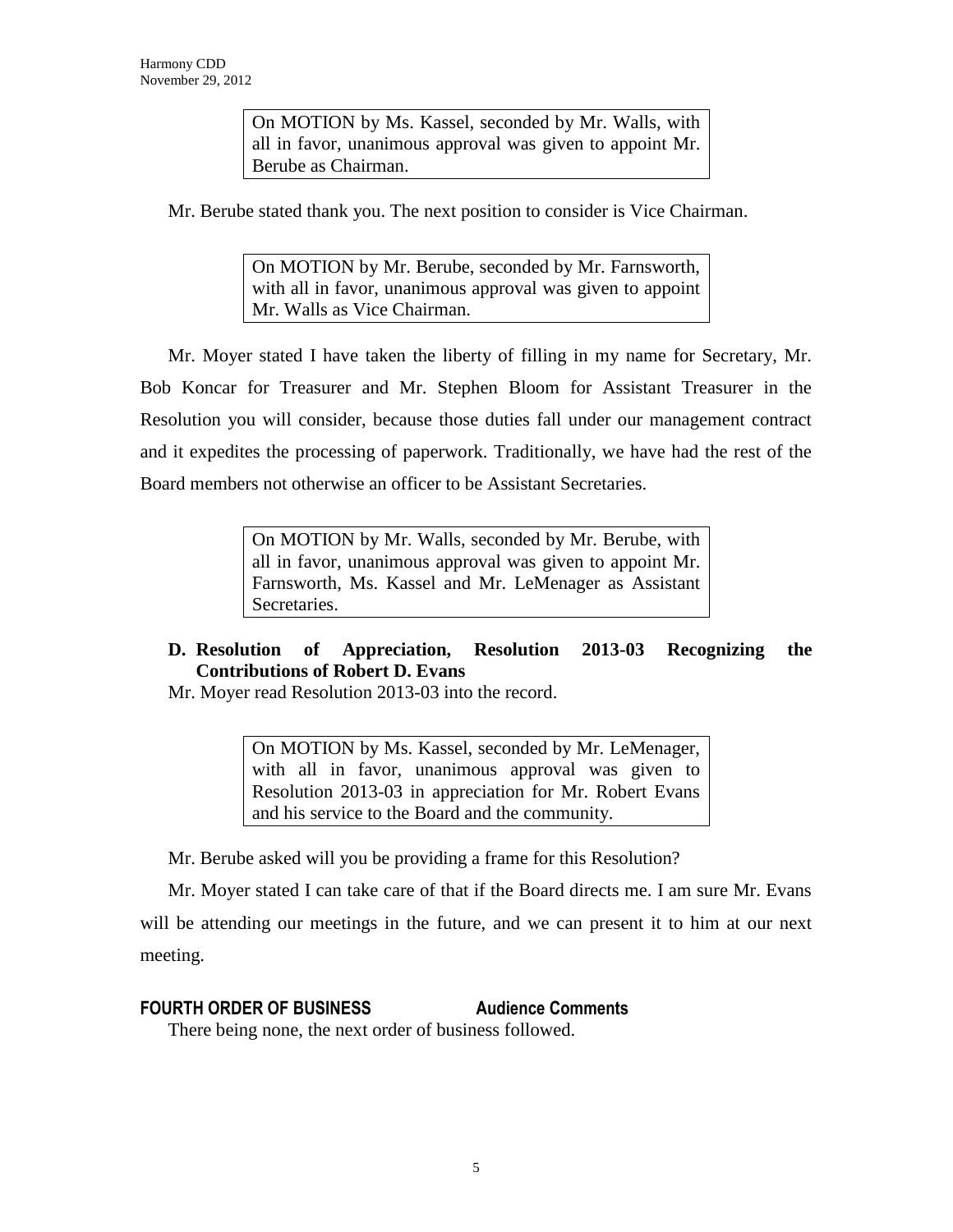> On MOTION by Ms. Kassel, seconded by Mr. Walls, with all in favor, unanimous approval was given to appoint Mr. Berube as Chairman.

Mr. Berube stated thank you. The next position to consider is Vice Chairman.

> On MOTION by Mr. Berube, seconded by Mr. Farnsworth, with all in favor, unanimous approval was given to appoint Mr. Walls as Vice Chairman.

Mr. Moyer stated I have taken the liberty of filling in my name for Secretary, Mr. Bob Koncar for Treasurer and Mr. Stephen Bloom for Assistant Treasurer in the Resolution you will consider, because those duties fall under our management contract and it expedites the processing of paperwork. Traditionally, we have had the rest of the Board members not otherwise an officer to be Assistant Secretaries.

> On MOTION by Mr. Walls, seconded by Mr. Berube, with all in favor, unanimous approval was given to appoint Mr. Farnsworth, Ms. Kassel and Mr. LeMenager as Assistant Secretaries.

**D. Resolution of Appreciation, Resolution 2013-03 Recognizing the Contributions of Robert D. Evans**

Mr. Moyer read Resolution 2013-03 into the record.

> On MOTION by Ms. Kassel, seconded by Mr. LeMenager, with all in favor, unanimous approval was given to Resolution 2013-03 in appreciation for Mr. Robert Evans and his service to the Board and the community.

Mr. Berube asked will you be providing a frame for this Resolution?

Mr. Moyer stated I can take care of that if the Board directs me. I am sure Mr. Evans will be attending our meetings in the future, and we can present it to him at our next meeting.

## FOURTH ORDER OF BUSINESS Audience Comments

There being none, the next order of business followed.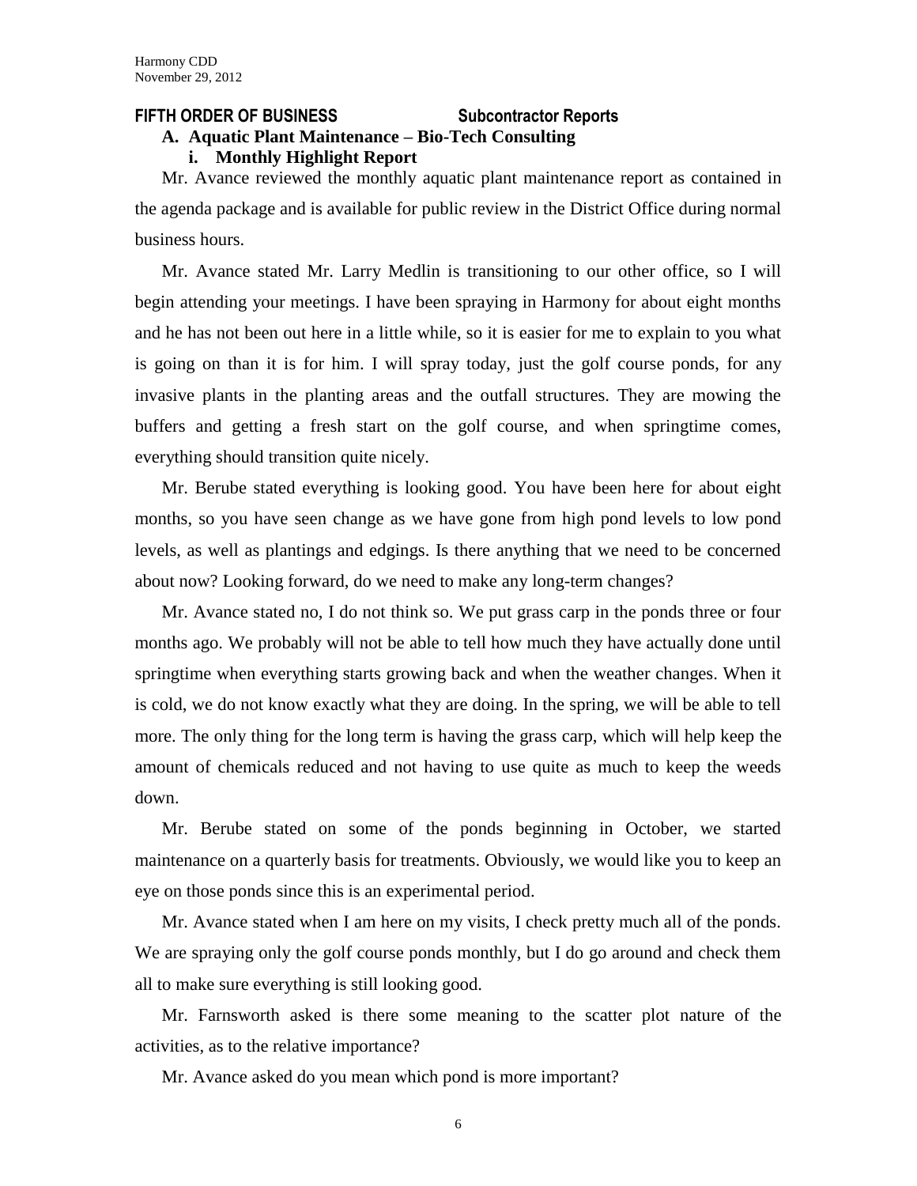## FIFTH ORDER OF BUSINESS Subcontractor Reports

### A. Aquatic Plant Maintenance – Bio-Tech Consulting

#### i. Monthly Highlight Report

Mr. Avance reviewed the monthly aquatic plant maintenance report as contained in the agenda package and is available for public review in the District Office during normal business hours.

Mr. Avance stated Mr. Larry Medlin is transitioning to our other office, so I will begin attending your meetings. I have been spraying in Harmony for about eight months and he has not been out here in a little while, so it is easier for me to explain to you what is going on than it is for him. I will spray today, just the golf course ponds, for any invasive plants in the planting areas and the outfall structures. They are mowing the buffers and getting a fresh start on the golf course, and when springtime comes, everything should transition quite nicely.

Mr. Berube stated everything is looking good. You have been here for about eight months, so you have seen change as we have gone from high pond levels to low pond levels, as well as plantings and edgings. Is there anything that we need to be concerned about now? Looking forward, do we need to make any long-term changes?

Mr. Avance stated no, I do not think so. We put grass carp in the ponds three or four months ago. We probably will not be able to tell how much they have actually done until springtime when everything starts growing back and when the weather changes. When it is cold, we do not know exactly what they are doing. In the spring, we will be able to tell more. The only thing for the long term is having the grass carp, which will help keep the amount of chemicals reduced and not having to use quite as much to keep the weeds down.

Mr. Berube stated on some of the ponds beginning in October, we started maintenance on a quarterly basis for treatments. Obviously, we would like you to keep an eye on those ponds since this is an experimental period.

Mr. Avance stated when I am here on my visits, I check pretty much all of the ponds. We are spraying only the golf course ponds monthly, but I do go around and check them all to make sure everything is still looking good.

Mr. Farnsworth asked is there some meaning to the scatter plot nature of the activities, as to the relative importance?

Mr. Avance asked do you mean which pond is more important?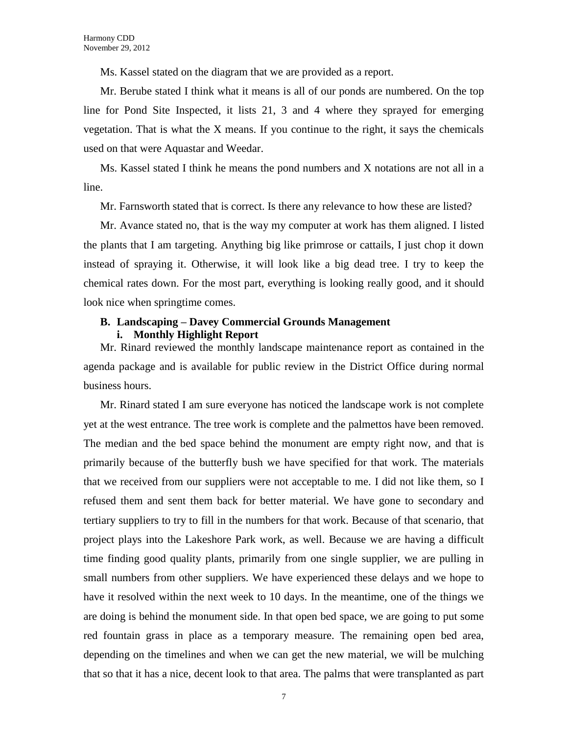Ms. Kassel stated on the diagram that we are provided as a report.

Mr. Berube stated I think what it means is all of our ponds are numbered. On the top line for Pond Site Inspected, it lists 21, 3 and 4 where they sprayed for emerging vegetation. That is what the X means. If you continue to the right, it says the chemicals used on that were Aquastar and Weedar.

Ms. Kassel stated I think he means the pond numbers and X notations are not all in a line.

Mr. Farnsworth stated that is correct. Is there any relevance to how these are listed?

Mr. Avance stated no, that is the way my computer at work has them aligned. I listed the plants that I am targeting. Anything big like primrose or cattails, I just chop it down instead of spraying it. Otherwise, it will look like a big dead tree. I try to keep the chemical rates down. For the most part, everything is looking really good, and it should look nice when springtime comes.

**B. Landscaping – Davey Commercial Grounds Management**

**i. Monthly Highlight Report**

Mr. Rinard reviewed the monthly landscape maintenance report as contained in the agenda package and is available for public review in the District Office during normal business hours.

Mr. Rinard stated I am sure everyone has noticed the landscape work is not complete yet at the west entrance. The tree work is complete and the palmettos have been removed. The median and the bed space behind the monument are empty right now, and that is primarily because of the butterfly bush we have specified for that work. The materials that we received from our suppliers were not acceptable to me. I did not like them, so I refused them and sent them back for better material. We have gone to secondary and tertiary suppliers to try to fill in the numbers for that work. Because of that scenario, that project plays into the Lakeshore Park work, as well. Because we are having a difficult time finding good quality plants, primarily from one single supplier, we are pulling in small numbers from other suppliers. We have experienced these delays and we hope to have it resolved within the next week to 10 days. In the meantime, one of the things we are doing is behind the monument side. In that open bed space, we are going to put some red fountain grass in place as a temporary measure. The remaining open bed area, depending on the timelines and when we can get the new material, we will be mulching that so that it has a nice, decent look to that area. The palms that were transplanted as part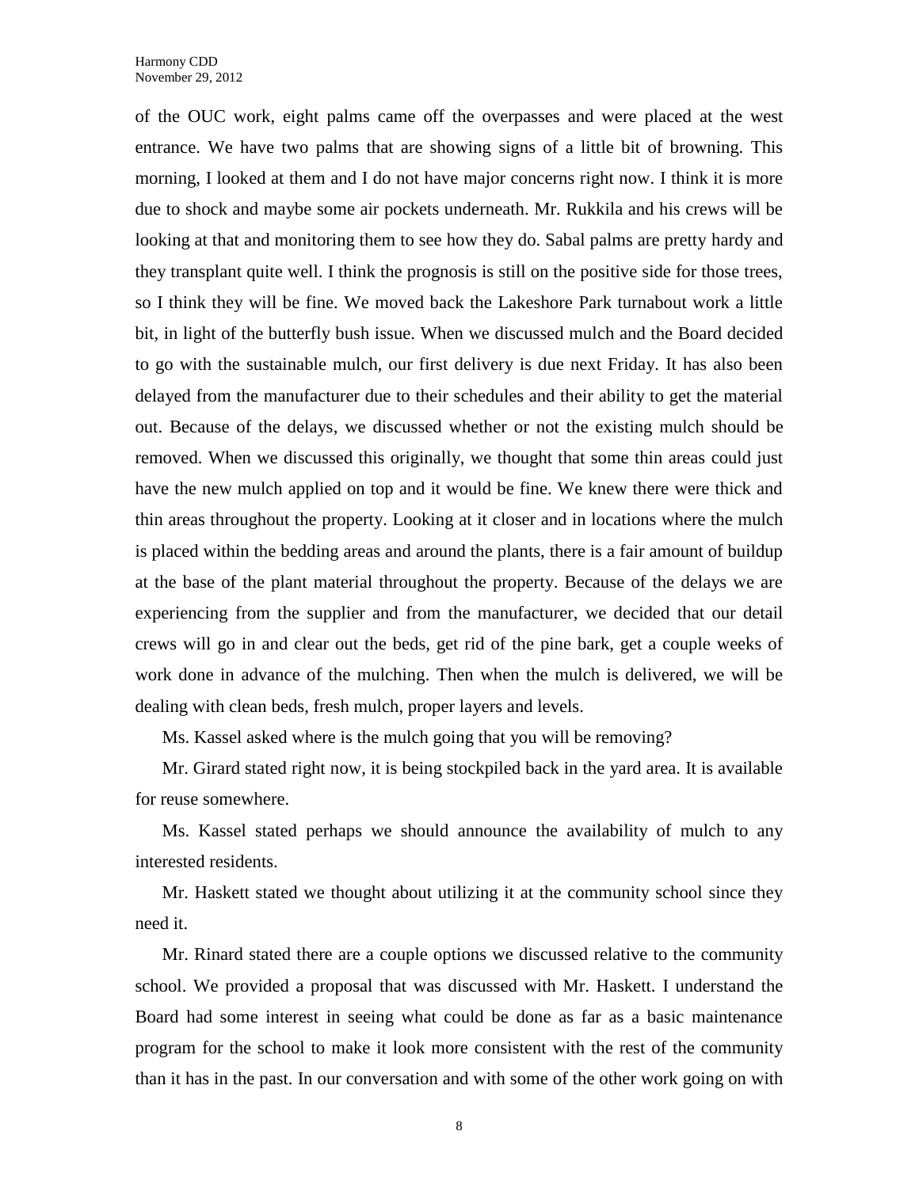of the OUC work, eight palms came off the overpasses and were placed at the west entrance. We have two palms that are showing signs of a little bit of browning. This morning, I looked at them and I do not have major concerns right now. I think it is more due to shock and maybe some air pockets underneath. Mr. Rukkila and his crews will be looking at that and monitoring them to see how they do. Sabal palms are pretty hardy and they transplant quite well. I think the prognosis is still on the positive side for those trees, so I think they will be fine. We moved back the Lakeshore Park turnabout work a little bit, in light of the butterfly bush issue. When we discussed mulch and the Board decided to go with the sustainable mulch, our first delivery is due next Friday. It has also been delayed from the manufacturer due to their schedules and their ability to get the material out. Because of the delays, we discussed whether or not the existing mulch should be removed. When we discussed this originally, we thought that some thin areas could just have the new mulch applied on top and it would be fine. We knew there were thick and thin areas throughout the property. Looking at it closer and in locations where the mulch is placed within the bedding areas and around the plants, there is a fair amount of buildup at the base of the plant material throughout the property. Because of the delays we are experiencing from the supplier and from the manufacturer, we decided that our detail crews will go in and clear out the beds, get rid of the pine bark, get a couple weeks of work done in advance of the mulching. Then when the mulch is delivered, we will be dealing with clean beds, fresh mulch, proper layers and levels.

Ms. Kassel asked where is the mulch going that you will be removing?

Mr. Girard stated right now, it is being stockpiled back in the yard area. It is available for reuse somewhere.

Ms. Kassel stated perhaps we should announce the availability of mulch to any interested residents.

Mr. Haskett stated we thought about utilizing it at the community school since they need it.

Mr. Rinard stated there are a couple options we discussed relative to the community school. We provided a proposal that was discussed with Mr. Haskett. I understand the Board had some interest in seeing what could be done as far as a basic maintenance program for the school to make it look more consistent with the rest of the community than it has in the past. In our conversation and with some of the other work going on with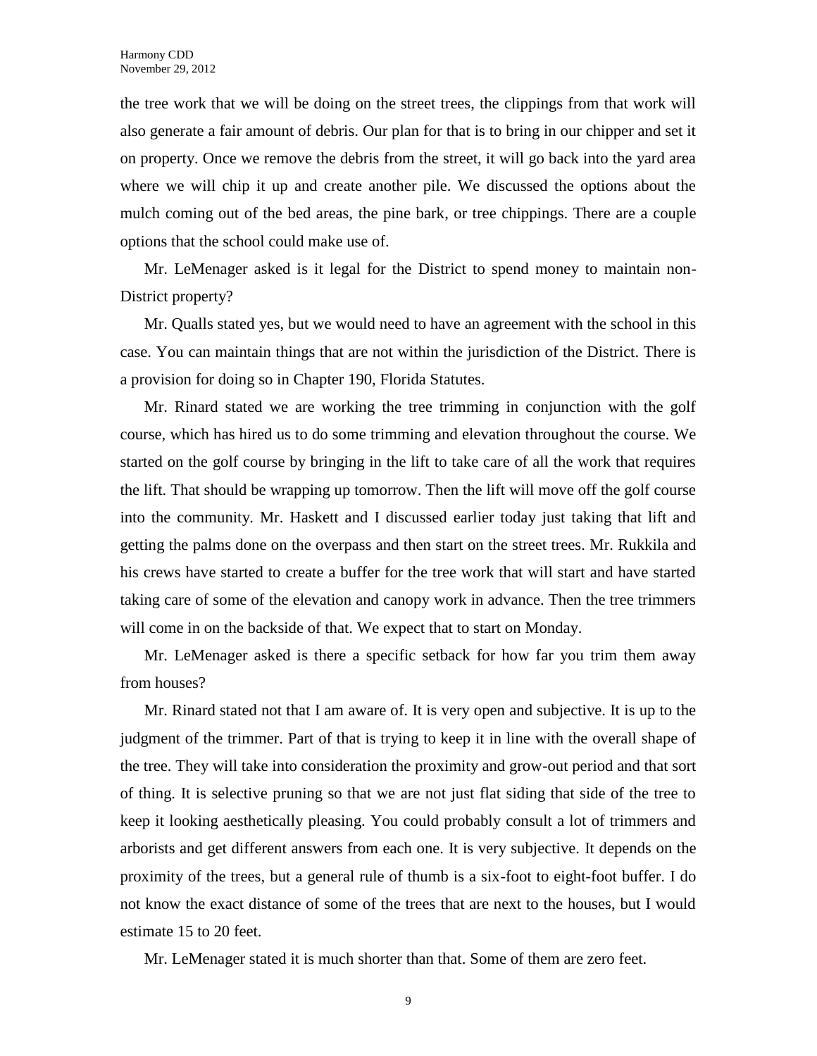the tree work that we will be doing on the street trees, the clippings from that work will also generate a fair amount of debris. Our plan for that is to bring in our chipper and set it on property. Once we remove the debris from the street, it will go back into the yard area where we will chip it up and create another pile. We discussed the options about the mulch coming out of the bed areas, the pine bark, or tree chippings. There are a couple options that the school could make use of.

Mr. LeMenager asked is it legal for the District to spend money to maintain non-District property?

Mr. Qualls stated yes, but we would need to have an agreement with the school in this case. You can maintain things that are not within the jurisdiction of the District. There is a provision for doing so in Chapter 190, Florida Statutes.

Mr. Rinard stated we are working the tree trimming in conjunction with the golf course, which has hired us to do some trimming and elevation throughout the course. We started on the golf course by bringing in the lift to take care of all the work that requires the lift. That should be wrapping up tomorrow. Then the lift will move off the golf course into the community. Mr. Haskett and I discussed earlier today just taking that lift and getting the palms done on the overpass and then start on the street trees. Mr. Rukkila and his crews have started to create a buffer for the tree work that will start and have started taking care of some of the elevation and canopy work in advance. Then the tree trimmers will come in on the backside of that. We expect that to start on Monday.

Mr. LeMenager asked is there a specific setback for how far you trim them away from houses?

Mr. Rinard stated not that I am aware of. It is very open and subjective. It is up to the judgment of the trimmer. Part of that is trying to keep it in line with the overall shape of the tree. They will take into consideration the proximity and grow-out period and that sort of thing. It is selective pruning so that we are not just flat siding that side of the tree to keep it looking aesthetically pleasing. You could probably consult a lot of trimmers and arborists and get different answers from each one. It is very subjective. It depends on the proximity of the trees, but a general rule of thumb is a six-foot to eight-foot buffer. I do not know the exact distance of some of the trees that are next to the houses, but I would estimate 15 to 20 feet.

Mr. LeMenager stated it is much shorter than that. Some of them are zero feet.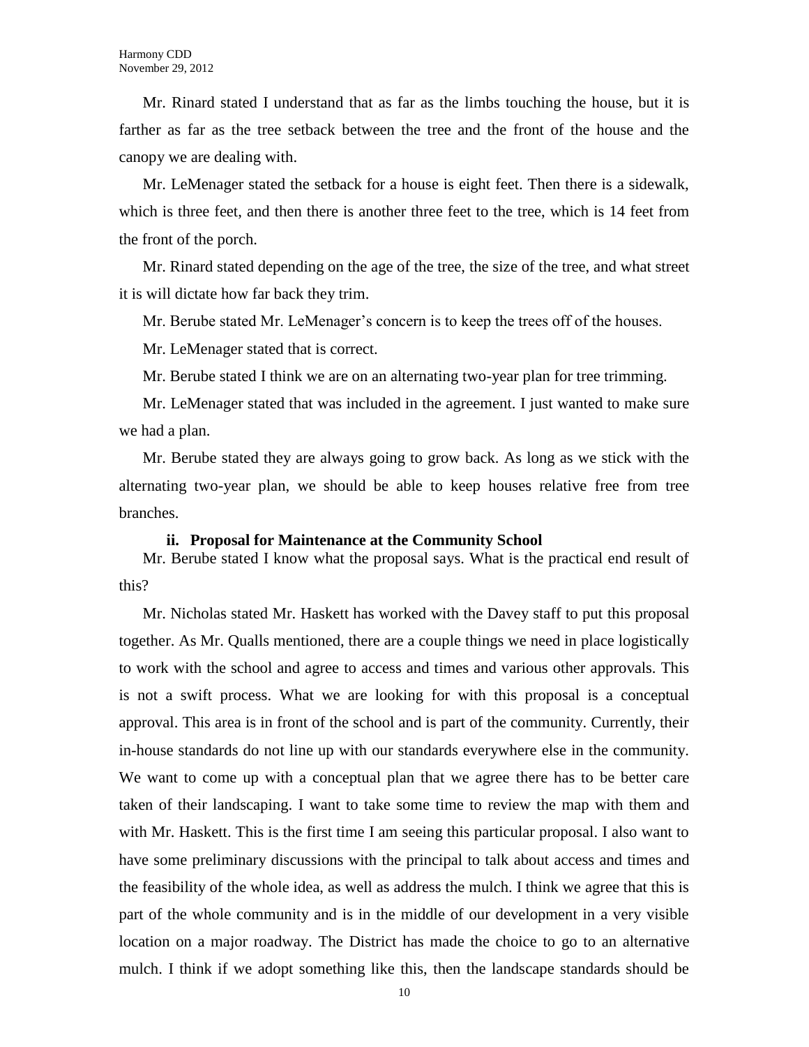Mr. Rinard stated I understand that as far as the limbs touching the house, but it is farther as far as the tree setback between the tree and the front of the house and the canopy we are dealing with.

Mr. LeMenager stated the setback for a house is eight feet. Then there is a sidewalk, which is three feet, and then there is another three feet to the tree, which is 14 feet from the front of the porch.

Mr. Rinard stated depending on the age of the tree, the size of the tree, and what street it is will dictate how far back they trim.

Mr. Berube stated Mr. LeMenager's concern is to keep the trees off of the houses.

Mr. LeMenager stated that is correct.

Mr. Berube stated I think we are on an alternating two-year plan for tree trimming.

Mr. LeMenager stated that was included in the agreement. I just wanted to make sure we had a plan.

Mr. Berube stated they are always going to grow back. As long as we stick with the alternating two-year plan, we should be able to keep houses relative free from tree branches.

**ii. Proposal for Maintenance at the Community School**

Mr. Berube stated I know what the proposal says. What is the practical end result of this?

Mr. Nicholas stated Mr. Haskett has worked with the Davey staff to put this proposal together. As Mr. Qualls mentioned, there are a couple things we need in place logistically to work with the school and agree to access and times and various other approvals. This is not a swift process. What we are looking for with this proposal is a conceptual approval. This area is in front of the school and is part of the community. Currently, their in-house standards do not line up with our standards everywhere else in the community. We want to come up with a conceptual plan that we agree there has to be better care taken of their landscaping. I want to take some time to review the map with them and with Mr. Haskett. This is the first time I am seeing this particular proposal. I also want to have some preliminary discussions with the principal to talk about access and times and the feasibility of the whole idea, as well as address the mulch. I think we agree that this is part of the whole community and is in the middle of our development in a very visible location on a major roadway. The District has made the choice to go to an alternative mulch. I think if we adopt something like this, then the landscape standards should be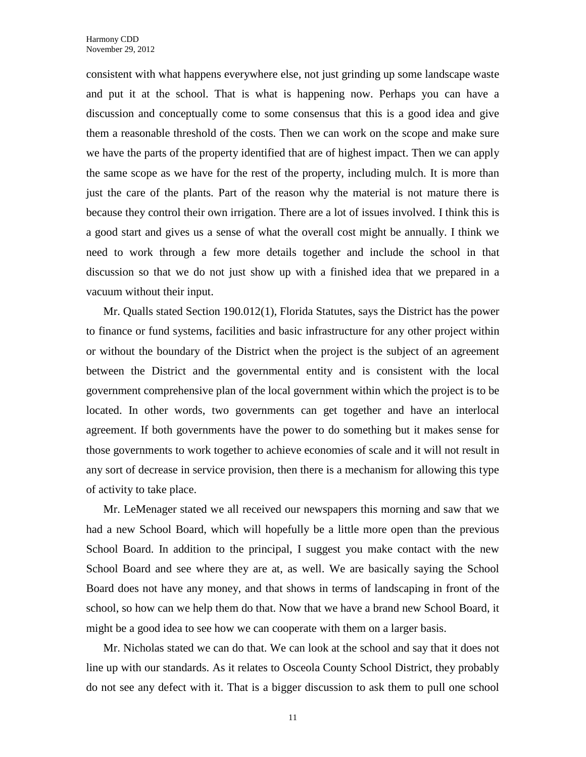consistent with what happens everywhere else, not just grinding up some landscape waste and put it at the school. That is what is happening now. Perhaps you can have a discussion and conceptually come to some consensus that this is a good idea and give them a reasonable threshold of the costs. Then we can work on the scope and make sure we have the parts of the property identified that are of highest impact. Then we can apply the same scope as we have for the rest of the property, including mulch. It is more than just the care of the plants. Part of the reason why the material is not mature there is because they control their own irrigation. There are a lot of issues involved. I think this is a good start and gives us a sense of what the overall cost might be annually. I think we need to work through a few more details together and include the school in that discussion so that we do not just show up with a finished idea that we prepared in a vacuum without their input.

Mr. Qualls stated Section 190.012(1), Florida Statutes, says the District has the power to finance or fund systems, facilities and basic infrastructure for any other project within or without the boundary of the District when the project is the subject of an agreement between the District and the governmental entity and is consistent with the local government comprehensive plan of the local government within which the project is to be located. In other words, two governments can get together and have an interlocal agreement. If both governments have the power to do something but it makes sense for those governments to work together to achieve economies of scale and it will not result in any sort of decrease in service provision, then there is a mechanism for allowing this type of activity to take place.

Mr. LeMenager stated we all received our newspapers this morning and saw that we had a new School Board, which will hopefully be a little more open than the previous School Board. In addition to the principal, I suggest you make contact with the new School Board and see where they are at, as well. We are basically saying the School Board does not have any money, and that shows in terms of landscaping in front of the school, so how can we help them do that. Now that we have a brand new School Board, it might be a good idea to see how we can cooperate with them on a larger basis.

Mr. Nicholas stated we can do that. We can look at the school and say that it does not line up with our standards. As it relates to Osceola County School District, they probably do not see any defect with it. That is a bigger discussion to ask them to pull one school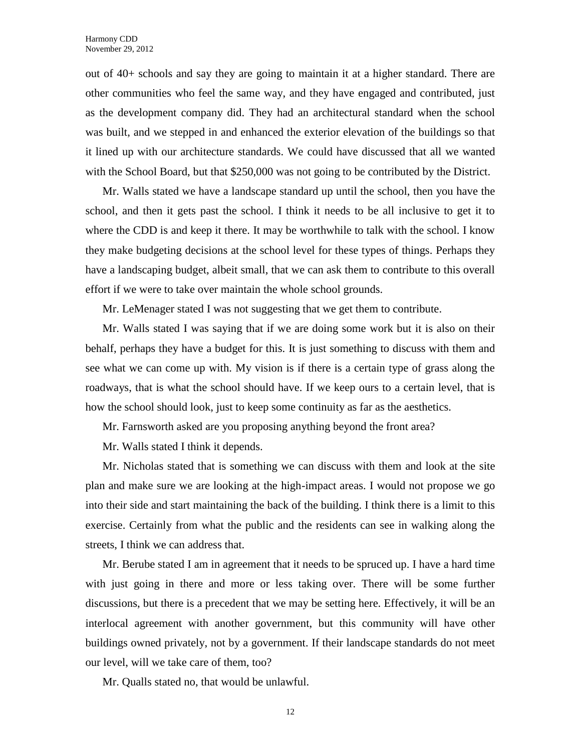out of 40+ schools and say they are going to maintain it at a higher standard. There are other communities who feel the same way, and they have engaged and contributed, just as the development company did. They had an architectural standard when the school was built, and we stepped in and enhanced the exterior elevation of the buildings so that it lined up with our architecture standards. We could have discussed that all we wanted with the School Board, but that $250,000 was not going to be contributed by the District.

Mr. Walls stated we have a landscape standard up until the school, then you have the school, and then it gets past the school. I think it needs to be all inclusive to get it to where the CDD is and keep it there. It may be worthwhile to talk with the school. I know they make budgeting decisions at the school level for these types of things. Perhaps they have a landscaping budget, albeit small, that we can ask them to contribute to this overall effort if we were to take over maintain the whole school grounds.

Mr. LeMenager stated I was not suggesting that we get them to contribute.

Mr. Walls stated I was saying that if we are doing some work but it is also on their behalf, perhaps they have a budget for this. It is just something to discuss with them and see what we can come up with. My vision is if there is a certain type of grass along the roadways, that is what the school should have. If we keep ours to a certain level, that is how the school should look, just to keep some continuity as far as the aesthetics.

Mr. Farnsworth asked are you proposing anything beyond the front area?

Mr. Walls stated I think it depends.

Mr. Nicholas stated that is something we can discuss with them and look at the site plan and make sure we are looking at the high-impact areas. I would not propose we go into their side and start maintaining the back of the building. I think there is a limit to this exercise. Certainly from what the public and the residents can see in walking along the streets, I think we can address that.

Mr. Berube stated I am in agreement that it needs to be spruced up. I have a hard time with just going in there and more or less taking over. There will be some further discussions, but there is a precedent that we may be setting here. Effectively, it will be an interlocal agreement with another government, but this community will have other buildings owned privately, not by a government. If their landscape standards do not meet our level, will we take care of them, too?

Mr. Qualls stated no, that would be unlawful.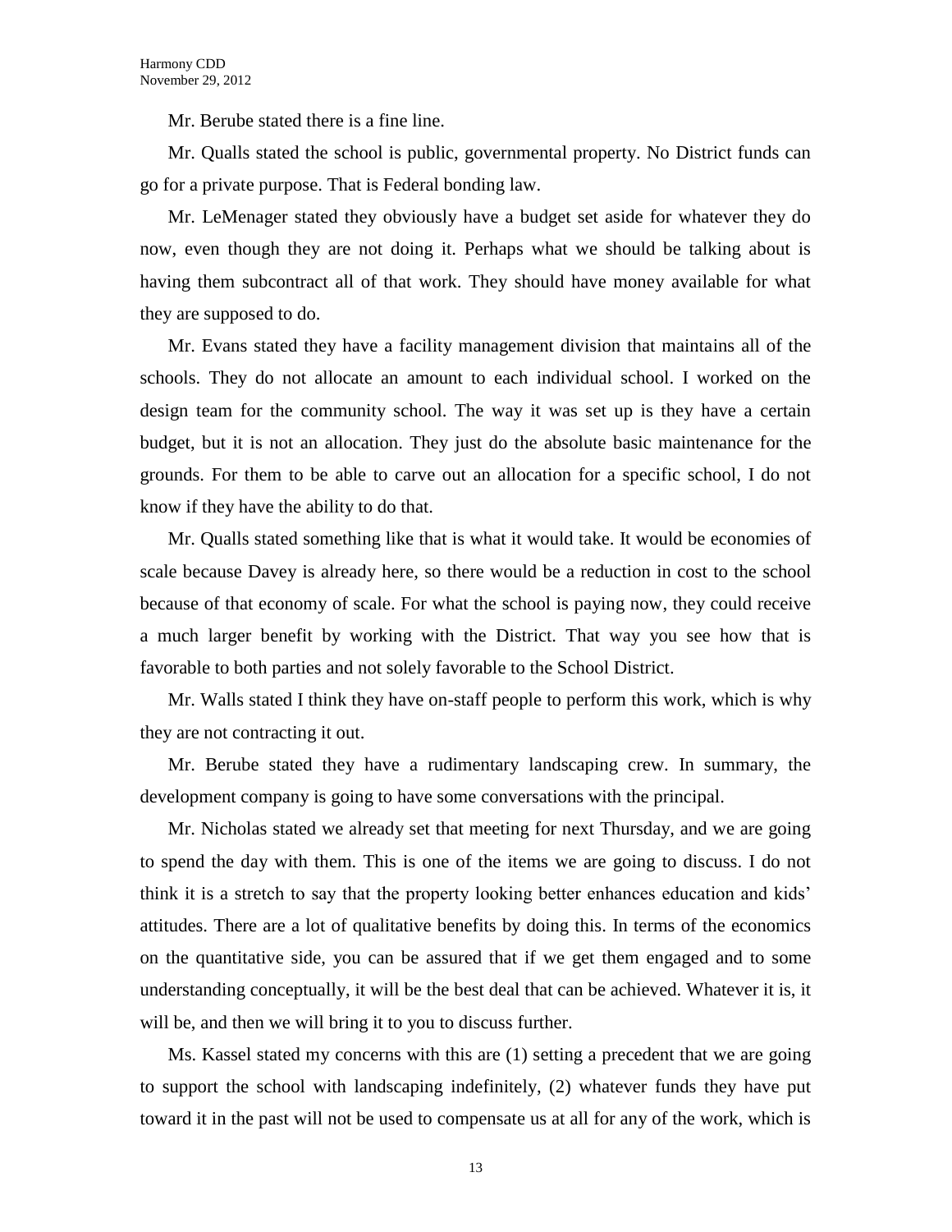Mr. Berube stated there is a fine line.

Mr. Qualls stated the school is public, governmental property. No District funds can go for a private purpose. That is Federal bonding law.

Mr. LeMenager stated they obviously have a budget set aside for whatever they do now, even though they are not doing it. Perhaps what we should be talking about is having them subcontract all of that work. They should have money available for what they are supposed to do.

Mr. Evans stated they have a facility management division that maintains all of the schools. They do not allocate an amount to each individual school. I worked on the design team for the community school. The way it was set up is they have a certain budget, but it is not an allocation. They just do the absolute basic maintenance for the grounds. For them to be able to carve out an allocation for a specific school, I do not know if they have the ability to do that.

Mr. Qualls stated something like that is what it would take. It would be economies of scale because Davey is already here, so there would be a reduction in cost to the school because of that economy of scale. For what the school is paying now, they could receive a much larger benefit by working with the District. That way you see how that is favorable to both parties and not solely favorable to the School District.

Mr. Walls stated I think they have on-staff people to perform this work, which is why they are not contracting it out.

Mr. Berube stated they have a rudimentary landscaping crew. In summary, the development company is going to have some conversations with the principal.

Mr. Nicholas stated we already set that meeting for next Thursday, and we are going to spend the day with them. This is one of the items we are going to discuss. I do not think it is a stretch to say that the property looking better enhances education and kids' attitudes. There are a lot of qualitative benefits by doing this. In terms of the economics on the quantitative side, you can be assured that if we get them engaged and to some understanding conceptually, it will be the best deal that can be achieved. Whatever it is, it will be, and then we will bring it to you to discuss further.

Ms. Kassel stated my concerns with this are (1) setting a precedent that we are going to support the school with landscaping indefinitely, (2) whatever funds they have put toward it in the past will not be used to compensate us at all for any of the work, which is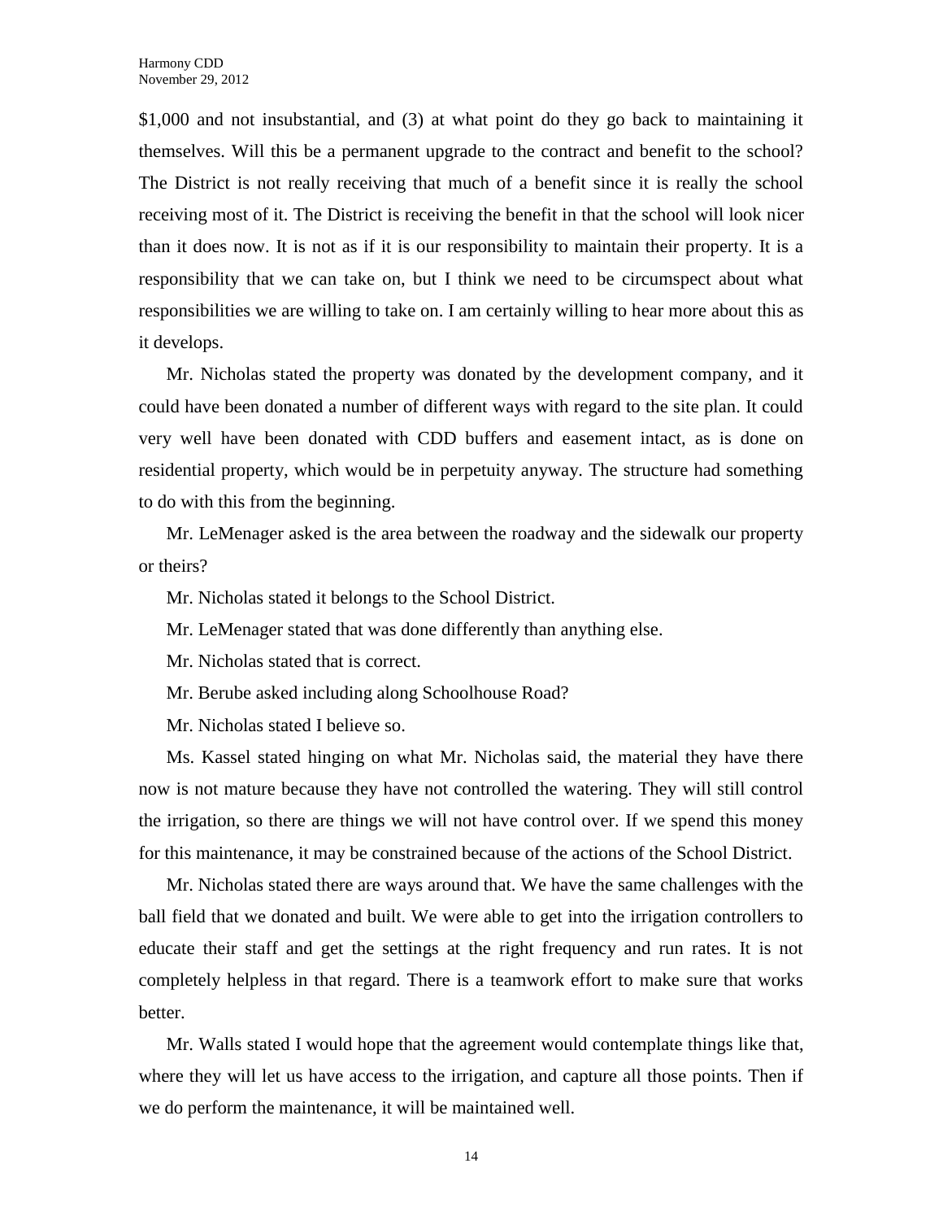$1,000 and not insubstantial, and (3) at what point do they go back to maintaining it themselves. Will this be a permanent upgrade to the contract and benefit to the school? The District is not really receiving that much of a benefit since it is really the school receiving most of it. The District is receiving the benefit in that the school will look nicer than it does now. It is not as if it is our responsibility to maintain their property. It is a responsibility that we can take on, but I think we need to be circumspect about what responsibilities we are willing to take on. I am certainly willing to hear more about this as it develops.

Mr. Nicholas stated the property was donated by the development company, and it could have been donated a number of different ways with regard to the site plan. It could very well have been donated with CDD buffers and easement intact, as is done on residential property, which would be in perpetuity anyway. The structure had something to do with this from the beginning.

Mr. LeMenager asked is the area between the roadway and the sidewalk our property or theirs?

Mr. Nicholas stated it belongs to the School District.

Mr. LeMenager stated that was done differently than anything else.

Mr. Nicholas stated that is correct.

Mr. Berube asked including along Schoolhouse Road?

Mr. Nicholas stated I believe so.

Ms. Kassel stated hinging on what Mr. Nicholas said, the material they have there now is not mature because they have not controlled the watering. They will still control the irrigation, so there are things we will not have control over. If we spend this money for this maintenance, it may be constrained because of the actions of the School District.

Mr. Nicholas stated there are ways around that. We have the same challenges with the ball field that we donated and built. We were able to get into the irrigation controllers to educate their staff and get the settings at the right frequency and run rates. It is not completely helpless in that regard. There is a teamwork effort to make sure that works better.

Mr. Walls stated I would hope that the agreement would contemplate things like that, where they will let us have access to the irrigation, and capture all those points. Then if we do perform the maintenance, it will be maintained well.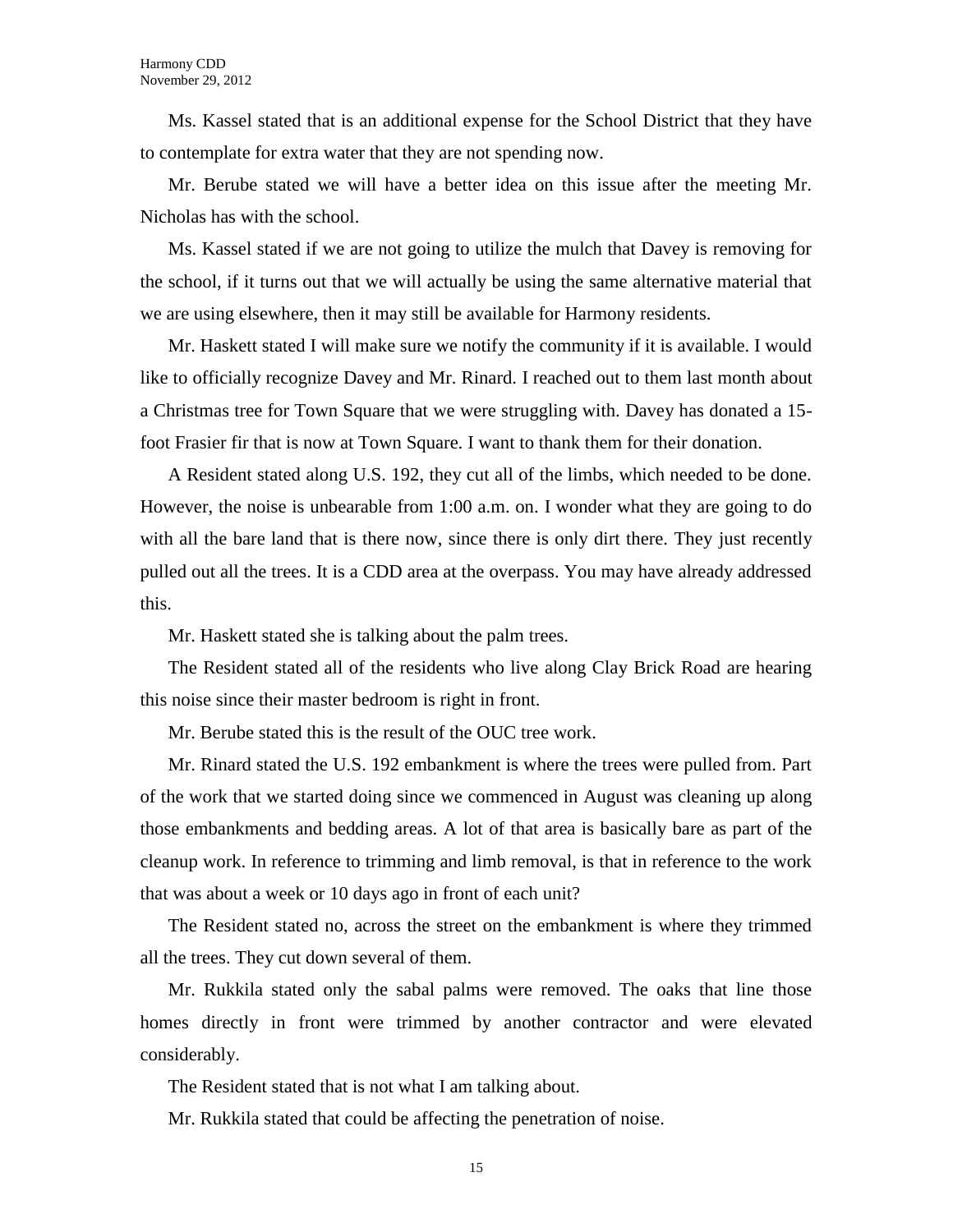Ms. Kassel stated that is an additional expense for the School District that they have to contemplate for extra water that they are not spending now.

Mr. Berube stated we will have a better idea on this issue after the meeting Mr. Nicholas has with the school.

Ms. Kassel stated if we are not going to utilize the mulch that Davey is removing for the school, if it turns out that we will actually be using the same alternative material that we are using elsewhere, then it may still be available for Harmony residents.

Mr. Haskett stated I will make sure we notify the community if it is available. I would like to officially recognize Davey and Mr. Rinard. I reached out to them last month about a Christmas tree for Town Square that we were struggling with. Davey has donated a 15-foot Frasier fir that is now at Town Square. I want to thank them for their donation.

A Resident stated along U.S. 192, they cut all of the limbs, which needed to be done. However, the noise is unbearable from 1:00 a.m. on. I wonder what they are going to do with all the bare land that is there now, since there is only dirt there. They just recently pulled out all the trees. It is a CDD area at the overpass. You may have already addressed this.

Mr. Haskett stated she is talking about the palm trees.

The Resident stated all of the residents who live along Clay Brick Road are hearing this noise since their master bedroom is right in front.

Mr. Berube stated this is the result of the OUC tree work.

Mr. Rinard stated the U.S. 192 embankment is where the trees were pulled from. Part of the work that we started doing since we commenced in August was cleaning up along those embankments and bedding areas. A lot of that area is basically bare as part of the cleanup work. In reference to trimming and limb removal, is that in reference to the work that was about a week or 10 days ago in front of each unit?

The Resident stated no, across the street on the embankment is where they trimmed all the trees. They cut down several of them.

Mr. Rukkila stated only the sabal palms were removed. The oaks that line those homes directly in front were trimmed by another contractor and were elevated considerably.

The Resident stated that is not what I am talking about.

Mr. Rukkila stated that could be affecting the penetration of noise.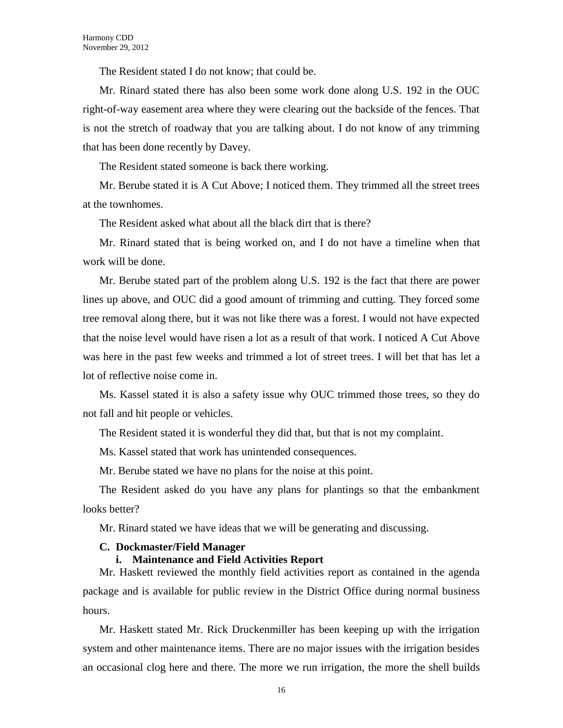The Resident stated I do not know; that could be.

Mr. Rinard stated there has also been some work done along U.S. 192 in the OUC right-of-way easement area where they were clearing out the backside of the fences. That is not the stretch of roadway that you are talking about. I do not know of any trimming that has been done recently by Davey.

The Resident stated someone is back there working.

Mr. Berube stated it is A Cut Above; I noticed them. They trimmed all the street trees at the townhomes.

The Resident asked what about all the black dirt that is there?

Mr. Rinard stated that is being worked on, and I do not have a timeline when that work will be done.

Mr. Berube stated part of the problem along U.S. 192 is the fact that there are power lines up above, and OUC did a good amount of trimming and cutting. They forced some tree removal along there, but it was not like there was a forest. I would not have expected that the noise level would have risen a lot as a result of that work. I noticed A Cut Above was here in the past few weeks and trimmed a lot of street trees. I will bet that has let a lot of reflective noise come in.

Ms. Kassel stated it is also a safety issue why OUC trimmed those trees, so they do not fall and hit people or vehicles.

The Resident stated it is wonderful they did that, but that is not my complaint.

Ms. Kassel stated that work has unintended consequences.

Mr. Berube stated we have no plans for the noise at this point.

The Resident asked do you have any plans for plantings so that the embankment looks better?

Mr. Rinard stated we have ideas that we will be generating and discussing.

**C. Dockmaster/Field Manager**

**i. Maintenance and Field Activities Report**

Mr. Haskett reviewed the monthly field activities report as contained in the agenda package and is available for public review in the District Office during normal business hours.

Mr. Haskett stated Mr. Rick Druckenmiller has been keeping up with the irrigation system and other maintenance items. There are no major issues with the irrigation besides an occasional clog here and there. The more we run irrigation, the more the shell builds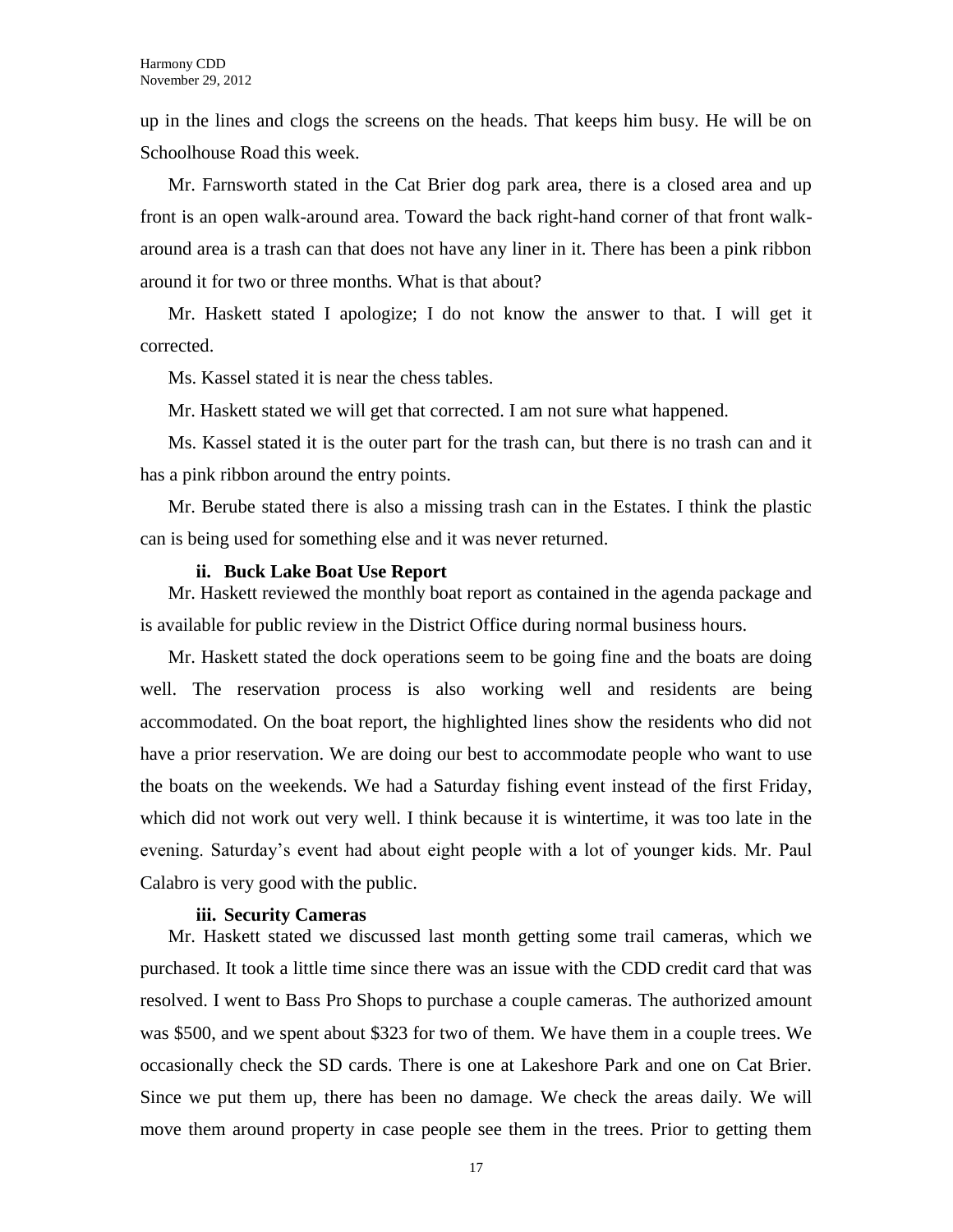up in the lines and clogs the screens on the heads. That keeps him busy. He will be on Schoolhouse Road this week.

Mr. Farnsworth stated in the Cat Brier dog park area, there is a closed area and up front is an open walk-around area. Toward the back right-hand corner of that front walk-around area is a trash can that does not have any liner in it. There has been a pink ribbon around it for two or three months. What is that about?

Mr. Haskett stated I apologize; I do not know the answer to that. I will get it corrected.

Ms. Kassel stated it is near the chess tables.

Mr. Haskett stated we will get that corrected. I am not sure what happened.

Ms. Kassel stated it is the outer part for the trash can, but there is no trash can and it has a pink ribbon around the entry points.

Mr. Berube stated there is also a missing trash can in the Estates. I think the plastic can is being used for something else and it was never returned.

**ii. Buck Lake Boat Use Report**

Mr. Haskett reviewed the monthly boat report as contained in the agenda package and is available for public review in the District Office during normal business hours.

Mr. Haskett stated the dock operations seem to be going fine and the boats are doing well. The reservation process is also working well and residents are being accommodated. On the boat report, the highlighted lines show the residents who did not have a prior reservation. We are doing our best to accommodate people who want to use the boats on the weekends. We had a Saturday fishing event instead of the first Friday, which did not work out very well. I think because it is wintertime, it was too late in the evening. Saturday's event had about eight people with a lot of younger kids. Mr. Paul Calabro is very good with the public.

**iii. Security Cameras**

Mr. Haskett stated we discussed last month getting some trail cameras, which we purchased. It took a little time since there was an issue with the CDD credit card that was resolved. I went to Bass Pro Shops to purchase a couple cameras. The authorized amount was $500, and we spent about $323 for two of them. We have them in a couple trees. We occasionally check the SD cards. There is one at Lakeshore Park and one on Cat Brier. Since we put them up, there has been no damage. We check the areas daily. We will move them around property in case people see them in the trees. Prior to getting them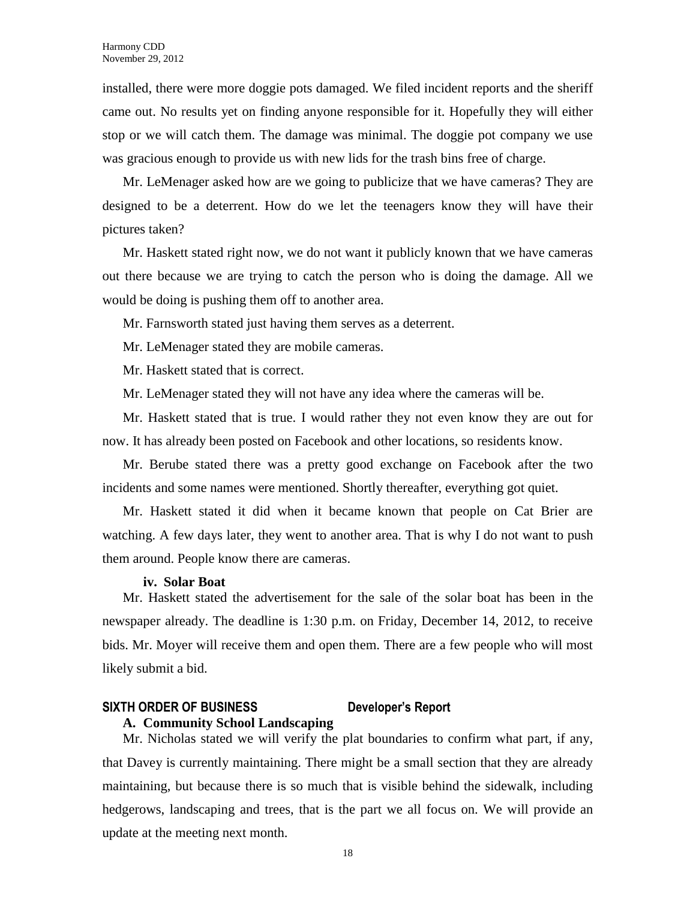installed, there were more doggie pots damaged. We filed incident reports and the sheriff came out. No results yet on finding anyone responsible for it. Hopefully they will either stop or we will catch them. The damage was minimal. The doggie pot company we use was gracious enough to provide us with new lids for the trash bins free of charge.

Mr. LeMenager asked how are we going to publicize that we have cameras? They are designed to be a deterrent. How do we let the teenagers know they will have their pictures taken?

Mr. Haskett stated right now, we do not want it publicly known that we have cameras out there because we are trying to catch the person who is doing the damage. All we would be doing is pushing them off to another area.

Mr. Farnsworth stated just having them serves as a deterrent.

Mr. LeMenager stated they are mobile cameras.

Mr. Haskett stated that is correct.

Mr. LeMenager stated they will not have any idea where the cameras will be.

Mr. Haskett stated that is true. I would rather they not even know they are out for now. It has already been posted on Facebook and other locations, so residents know.

Mr. Berube stated there was a pretty good exchange on Facebook after the two incidents and some names were mentioned. Shortly thereafter, everything got quiet.

Mr. Haskett stated it did when it became known that people on Cat Brier are watching. A few days later, they went to another area. That is why I do not want to push them around. People know there are cameras.

**iv. Solar Boat**

Mr. Haskett stated the advertisement for the sale of the solar boat has been in the newspaper already. The deadline is 1:30 p.m. on Friday, December 14, 2012, to receive bids. Mr. Moyer will receive them and open them. There are a few people who will most likely submit a bid.

## SIXTH ORDER OF BUSINESS Developer's Report

**A. Community School Landscaping**

Mr. Nicholas stated we will verify the plat boundaries to confirm what part, if any, that Davey is currently maintaining. There might be a small section that they are already maintaining, but because there is so much that is visible behind the sidewalk, including hedgerows, landscaping and trees, that is the part we all focus on. We will provide an update at the meeting next month.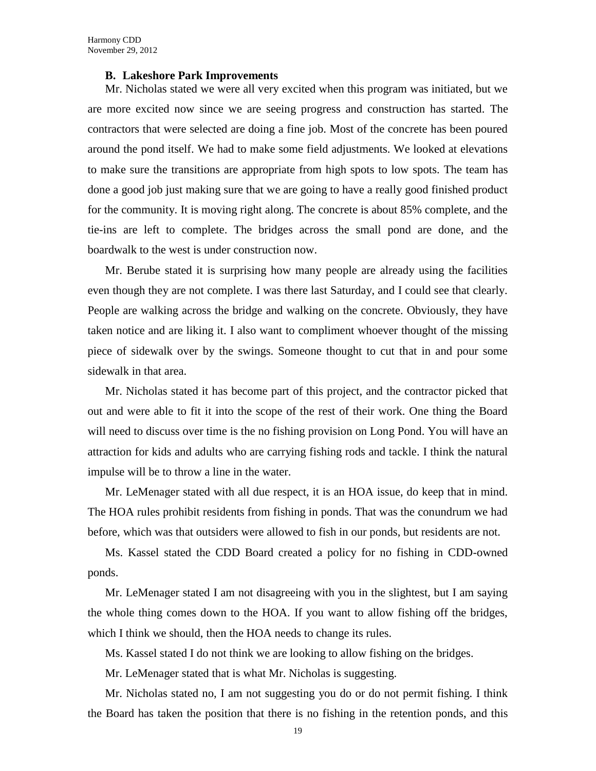### B. Lakeshore Park Improvements

Mr. Nicholas stated we were all very excited when this program was initiated, but we are more excited now since we are seeing progress and construction has started. The contractors that were selected are doing a fine job. Most of the concrete has been poured around the pond itself. We had to make some field adjustments. We looked at elevations to make sure the transitions are appropriate from high spots to low spots. The team has done a good job just making sure that we are going to have a really good finished product for the community. It is moving right along. The concrete is about 85% complete, and the tie-ins are left to complete. The bridges across the small pond are done, and the boardwalk to the west is under construction now.

Mr. Berube stated it is surprising how many people are already using the facilities even though they are not complete. I was there last Saturday, and I could see that clearly. People are walking across the bridge and walking on the concrete. Obviously, they have taken notice and are liking it. I also want to compliment whoever thought of the missing piece of sidewalk over by the swings. Someone thought to cut that in and pour some sidewalk in that area.

Mr. Nicholas stated it has become part of this project, and the contractor picked that out and were able to fit it into the scope of the rest of their work. One thing the Board will need to discuss over time is the no fishing provision on Long Pond. You will have an attraction for kids and adults who are carrying fishing rods and tackle. I think the natural impulse will be to throw a line in the water.

Mr. LeMenager stated with all due respect, it is an HOA issue, do keep that in mind. The HOA rules prohibit residents from fishing in ponds. That was the conundrum we had before, which was that outsiders were allowed to fish in our ponds, but residents are not.

Ms. Kassel stated the CDD Board created a policy for no fishing in CDD-owned ponds.

Mr. LeMenager stated I am not disagreeing with you in the slightest, but I am saying the whole thing comes down to the HOA. If you want to allow fishing off the bridges, which I think we should, then the HOA needs to change its rules.

Ms. Kassel stated I do not think we are looking to allow fishing on the bridges.

Mr. LeMenager stated that is what Mr. Nicholas is suggesting.

Mr. Nicholas stated no, I am not suggesting you do or do not permit fishing. I think the Board has taken the position that there is no fishing in the retention ponds, and this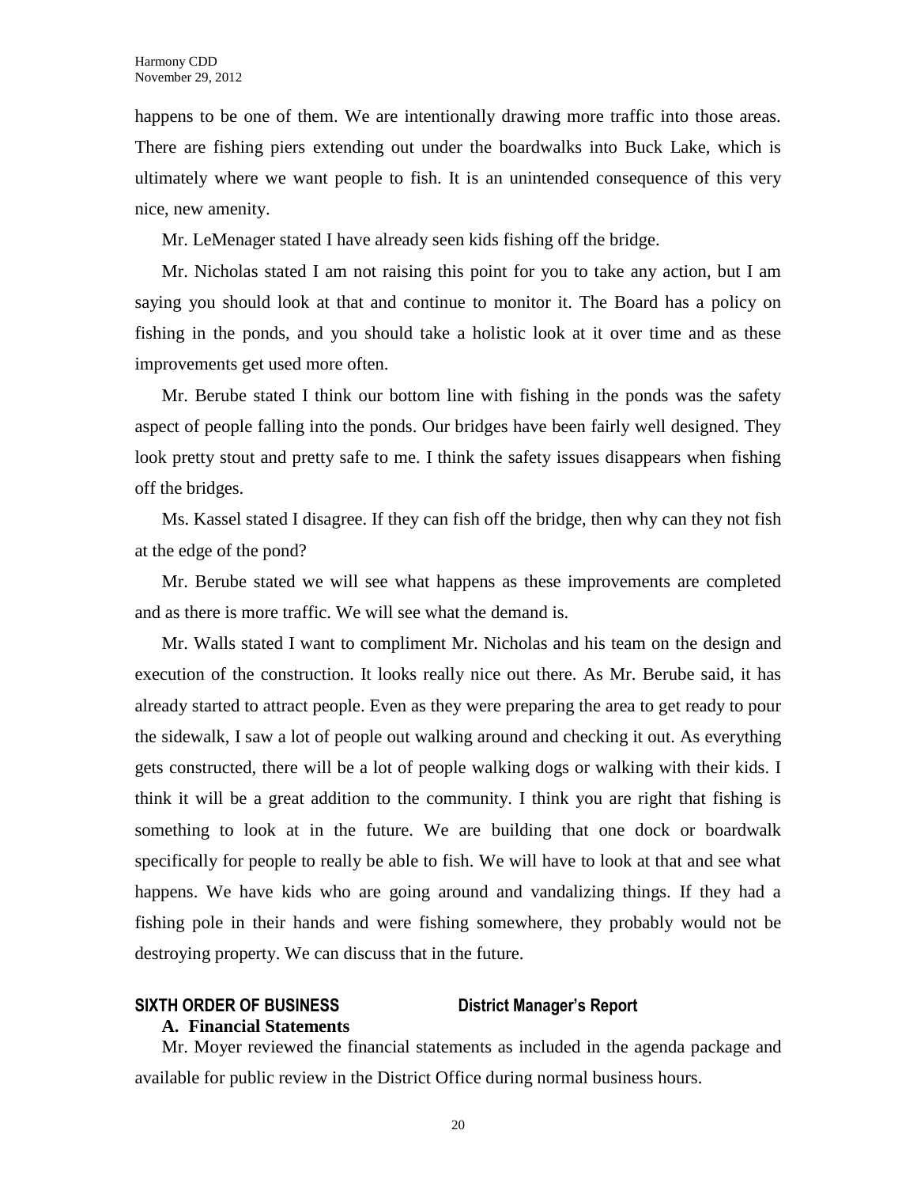happens to be one of them. We are intentionally drawing more traffic into those areas. There are fishing piers extending out under the boardwalks into Buck Lake, which is ultimately where we want people to fish. It is an unintended consequence of this very nice, new amenity.

Mr. LeMenager stated I have already seen kids fishing off the bridge.

Mr. Nicholas stated I am not raising this point for you to take any action, but I am saying you should look at that and continue to monitor it. The Board has a policy on fishing in the ponds, and you should take a holistic look at it over time and as these improvements get used more often.

Mr. Berube stated I think our bottom line with fishing in the ponds was the safety aspect of people falling into the ponds. Our bridges have been fairly well designed. They look pretty stout and pretty safe to me. I think the safety issues disappears when fishing off the bridges.

Ms. Kassel stated I disagree. If they can fish off the bridge, then why can they not fish at the edge of the pond?

Mr. Berube stated we will see what happens as these improvements are completed and as there is more traffic. We will see what the demand is.

Mr. Walls stated I want to compliment Mr. Nicholas and his team on the design and execution of the construction. It looks really nice out there. As Mr. Berube said, it has already started to attract people. Even as they were preparing the area to get ready to pour the sidewalk, I saw a lot of people out walking around and checking it out. As everything gets constructed, there will be a lot of people walking dogs or walking with their kids. I think it will be a great addition to the community. I think you are right that fishing is something to look at in the future. We are building that one dock or boardwalk specifically for people to really be able to fish. We will have to look at that and see what happens. We have kids who are going around and vandalizing things. If they had a fishing pole in their hands and were fishing somewhere, they probably would not be destroying property. We can discuss that in the future.

## SIXTH ORDER OF BUSINESS — District Manager's Report

### A. Financial Statements

Mr. Moyer reviewed the financial statements as included in the agenda package and available for public review in the District Office during normal business hours.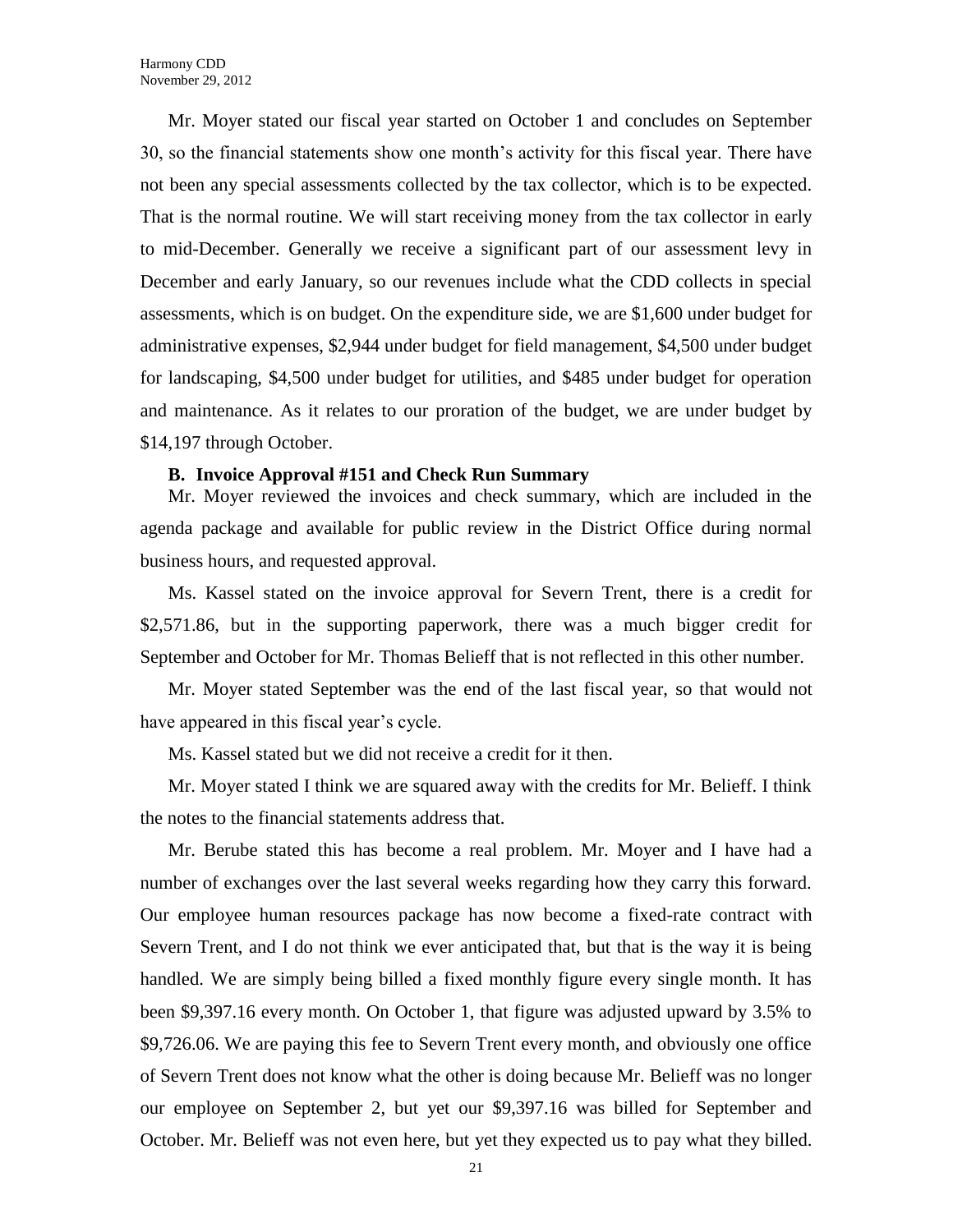Mr. Moyer stated our fiscal year started on October 1 and concludes on September 30, so the financial statements show one month's activity for this fiscal year. There have not been any special assessments collected by the tax collector, which is to be expected. That is the normal routine. We will start receiving money from the tax collector in early to mid-December. Generally we receive a significant part of our assessment levy in December and early January, so our revenues include what the CDD collects in special assessments, which is on budget. On the expenditure side, we are $1,600 under budget for administrative expenses, $2,944 under budget for field management, $4,500 under budget for landscaping, $4,500 under budget for utilities, and $485 under budget for operation and maintenance. As it relates to our proration of the budget, we are under budget by $14,197 through October.

### B. Invoice Approval #151 and Check Run Summary

Mr. Moyer reviewed the invoices and check summary, which are included in the agenda package and available for public review in the District Office during normal business hours, and requested approval.

Ms. Kassel stated on the invoice approval for Severn Trent, there is a credit for $2,571.86, but in the supporting paperwork, there was a much bigger credit for September and October for Mr. Thomas Belieff that is not reflected in this other number.

Mr. Moyer stated September was the end of the last fiscal year, so that would not have appeared in this fiscal year's cycle.

Ms. Kassel stated but we did not receive a credit for it then.

Mr. Moyer stated I think we are squared away with the credits for Mr. Belieff. I think the notes to the financial statements address that.

Mr. Berube stated this has become a real problem. Mr. Moyer and I have had a number of exchanges over the last several weeks regarding how they carry this forward. Our employee human resources package has now become a fixed-rate contract with Severn Trent, and I do not think we ever anticipated that, but that is the way it is being handled. We are simply being billed a fixed monthly figure every single month. It has been $9,397.16 every month. On October 1, that figure was adjusted upward by 3.5% to $9,726.06. We are paying this fee to Severn Trent every month, and obviously one office of Severn Trent does not know what the other is doing because Mr. Belieff was no longer our employee on September 2, but yet our $9,397.16 was billed for September and October. Mr. Belieff was not even here, but yet they expected us to pay what they billed.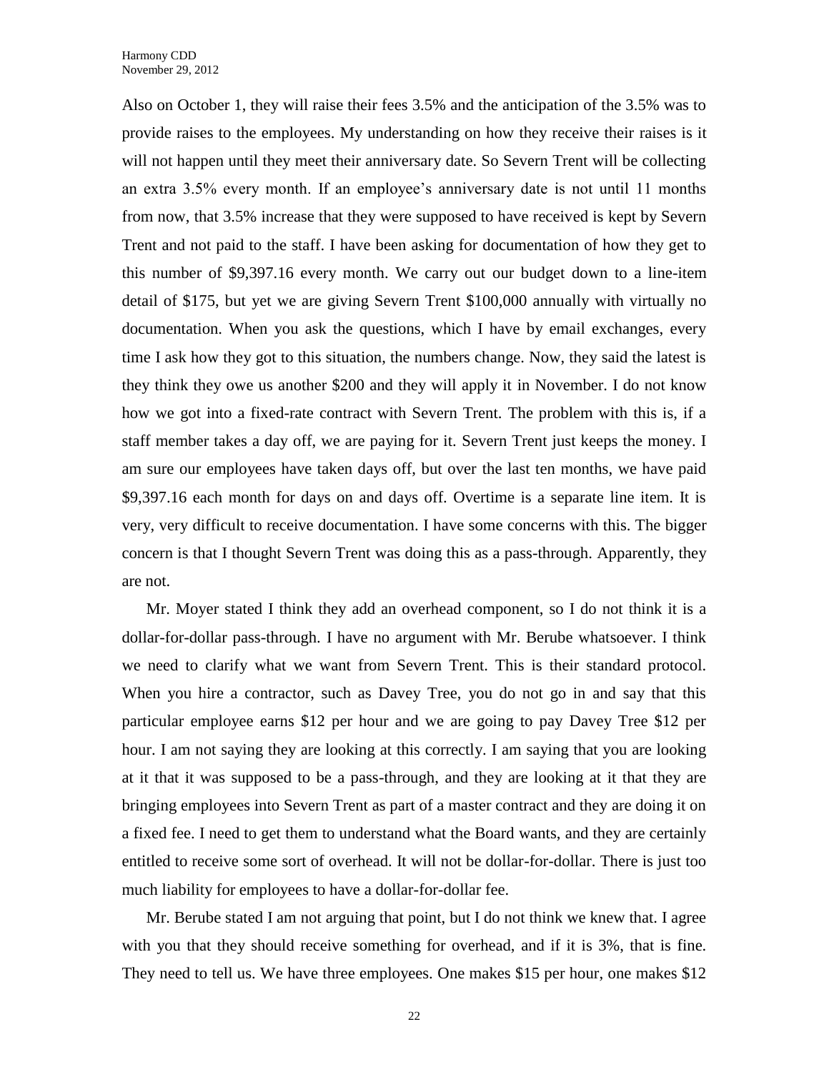Also on October 1, they will raise their fees 3.5% and the anticipation of the 3.5% was to provide raises to the employees. My understanding on how they receive their raises is it will not happen until they meet their anniversary date. So Severn Trent will be collecting an extra 3.5% every month. If an employee's anniversary date is not until 11 months from now, that 3.5% increase that they were supposed to have received is kept by Severn Trent and not paid to the staff. I have been asking for documentation of how they get to this number of $9,397.16 every month. We carry out our budget down to a line-item detail of $175, but yet we are giving Severn Trent $100,000 annually with virtually no documentation. When you ask the questions, which I have by email exchanges, every time I ask how they got to this situation, the numbers change. Now, they said the latest is they think they owe us another $200 and they will apply it in November. I do not know how we got into a fixed-rate contract with Severn Trent. The problem with this is, if a staff member takes a day off, we are paying for it. Severn Trent just keeps the money. I am sure our employees have taken days off, but over the last ten months, we have paid $9,397.16 each month for days on and days off. Overtime is a separate line item. It is very, very difficult to receive documentation. I have some concerns with this. The bigger concern is that I thought Severn Trent was doing this as a pass-through. Apparently, they are not.

Mr. Moyer stated I think they add an overhead component, so I do not think it is a dollar-for-dollar pass-through. I have no argument with Mr. Berube whatsoever. I think we need to clarify what we want from Severn Trent. This is their standard protocol. When you hire a contractor, such as Davey Tree, you do not go in and say that this particular employee earns $12 per hour and we are going to pay Davey Tree $12 per hour. I am not saying they are looking at this correctly. I am saying that you are looking at it that it was supposed to be a pass-through, and they are looking at it that they are bringing employees into Severn Trent as part of a master contract and they are doing it on a fixed fee. I need to get them to understand what the Board wants, and they are certainly entitled to receive some sort of overhead. It will not be dollar-for-dollar. There is just too much liability for employees to have a dollar-for-dollar fee.

Mr. Berube stated I am not arguing that point, but I do not think we knew that. I agree with you that they should receive something for overhead, and if it is 3%, that is fine. They need to tell us. We have three employees. One makes $15 per hour, one makes $12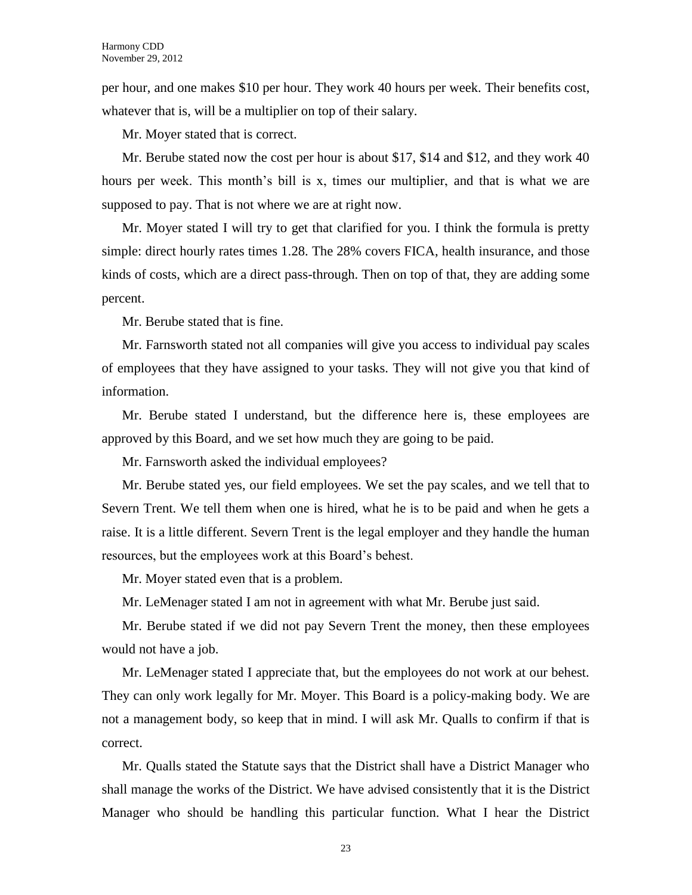per hour, and one makes $10 per hour. They work 40 hours per week. Their benefits cost, whatever that is, will be a multiplier on top of their salary.

Mr. Moyer stated that is correct.

Mr. Berube stated now the cost per hour is about $17, $14 and $12, and they work 40 hours per week. This month's bill is x, times our multiplier, and that is what we are supposed to pay. That is not where we are at right now.

Mr. Moyer stated I will try to get that clarified for you. I think the formula is pretty simple: direct hourly rates times 1.28. The 28% covers FICA, health insurance, and those kinds of costs, which are a direct pass-through. Then on top of that, they are adding some percent.

Mr. Berube stated that is fine.

Mr. Farnsworth stated not all companies will give you access to individual pay scales of employees that they have assigned to your tasks. They will not give you that kind of information.

Mr. Berube stated I understand, but the difference here is, these employees are approved by this Board, and we set how much they are going to be paid.

Mr. Farnsworth asked the individual employees?

Mr. Berube stated yes, our field employees. We set the pay scales, and we tell that to Severn Trent. We tell them when one is hired, what he is to be paid and when he gets a raise. It is a little different. Severn Trent is the legal employer and they handle the human resources, but the employees work at this Board's behest.

Mr. Moyer stated even that is a problem.

Mr. LeMenager stated I am not in agreement with what Mr. Berube just said.

Mr. Berube stated if we did not pay Severn Trent the money, then these employees would not have a job.

Mr. LeMenager stated I appreciate that, but the employees do not work at our behest. They can only work legally for Mr. Moyer. This Board is a policy-making body. We are not a management body, so keep that in mind. I will ask Mr. Qualls to confirm if that is correct.

Mr. Qualls stated the Statute says that the District shall have a District Manager who shall manage the works of the District. We have advised consistently that it is the District Manager who should be handling this particular function. What I hear the District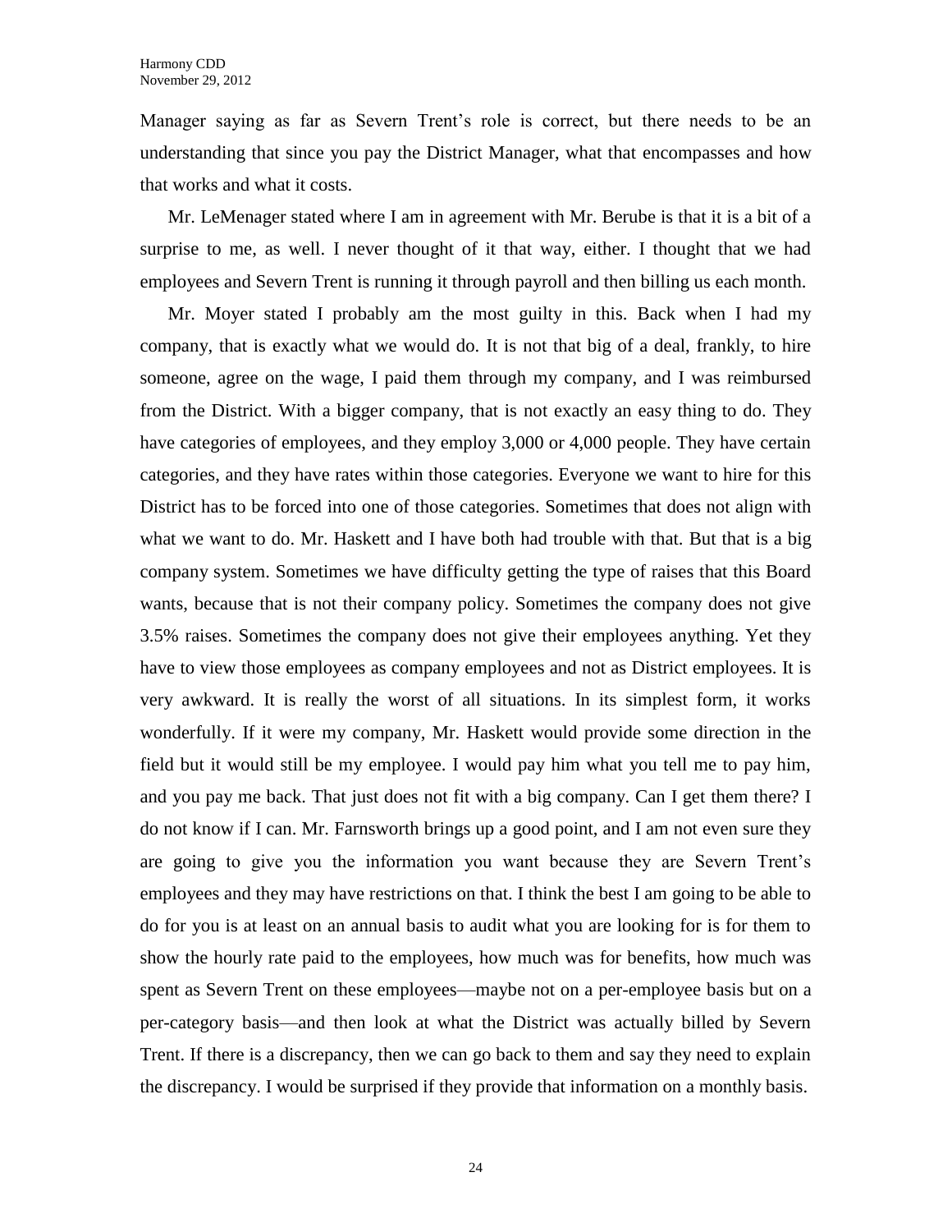Manager saying as far as Severn Trent's role is correct, but there needs to be an understanding that since you pay the District Manager, what that encompasses and how that works and what it costs.

Mr. LeMenager stated where I am in agreement with Mr. Berube is that it is a bit of a surprise to me, as well. I never thought of it that way, either. I thought that we had employees and Severn Trent is running it through payroll and then billing us each month.

Mr. Moyer stated I probably am the most guilty in this. Back when I had my company, that is exactly what we would do. It is not that big of a deal, frankly, to hire someone, agree on the wage, I paid them through my company, and I was reimbursed from the District. With a bigger company, that is not exactly an easy thing to do. They have categories of employees, and they employ 3,000 or 4,000 people. They have certain categories, and they have rates within those categories. Everyone we want to hire for this District has to be forced into one of those categories. Sometimes that does not align with what we want to do. Mr. Haskett and I have both had trouble with that. But that is a big company system. Sometimes we have difficulty getting the type of raises that this Board wants, because that is not their company policy. Sometimes the company does not give 3.5% raises. Sometimes the company does not give their employees anything. Yet they have to view those employees as company employees and not as District employees. It is very awkward. It is really the worst of all situations. In its simplest form, it works wonderfully. If it were my company, Mr. Haskett would provide some direction in the field but it would still be my employee. I would pay him what you tell me to pay him, and you pay me back. That just does not fit with a big company. Can I get them there? I do not know if I can. Mr. Farnsworth brings up a good point, and I am not even sure they are going to give you the information you want because they are Severn Trent's employees and they may have restrictions on that. I think the best I am going to be able to do for you is at least on an annual basis to audit what you are looking for is for them to show the hourly rate paid to the employees, how much was for benefits, how much was spent as Severn Trent on these employees—maybe not on a per-employee basis but on a per-category basis—and then look at what the District was actually billed by Severn Trent. If there is a discrepancy, then we can go back to them and say they need to explain the discrepancy. I would be surprised if they provide that information on a monthly basis.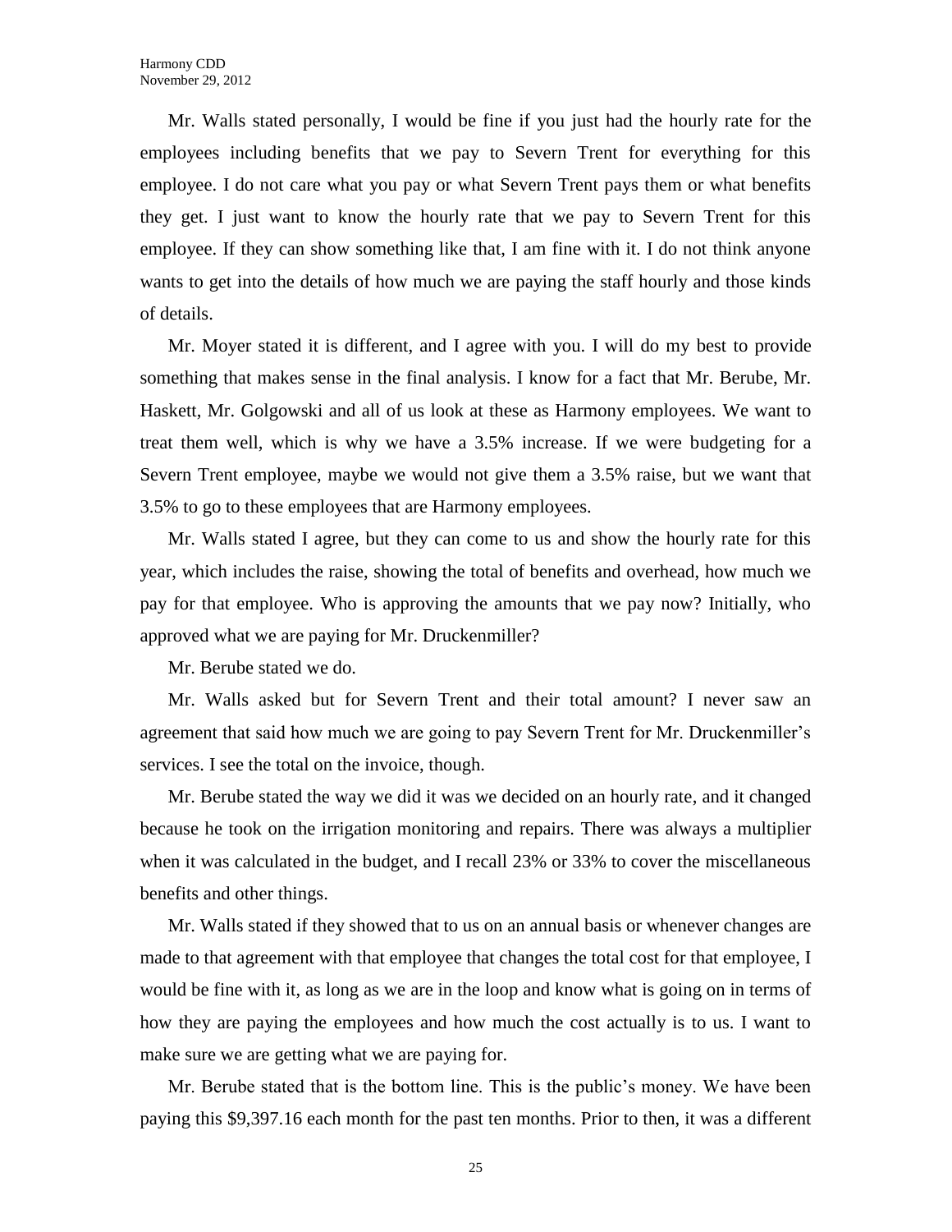Mr. Walls stated personally, I would be fine if you just had the hourly rate for the employees including benefits that we pay to Severn Trent for everything for this employee. I do not care what you pay or what Severn Trent pays them or what benefits they get. I just want to know the hourly rate that we pay to Severn Trent for this employee. If they can show something like that, I am fine with it. I do not think anyone wants to get into the details of how much we are paying the staff hourly and those kinds of details.

Mr. Moyer stated it is different, and I agree with you. I will do my best to provide something that makes sense in the final analysis. I know for a fact that Mr. Berube, Mr. Haskett, Mr. Golgowski and all of us look at these as Harmony employees. We want to treat them well, which is why we have a 3.5% increase. If we were budgeting for a Severn Trent employee, maybe we would not give them a 3.5% raise, but we want that 3.5% to go to these employees that are Harmony employees.

Mr. Walls stated I agree, but they can come to us and show the hourly rate for this year, which includes the raise, showing the total of benefits and overhead, how much we pay for that employee. Who is approving the amounts that we pay now? Initially, who approved what we are paying for Mr. Druckenmiller?

Mr. Berube stated we do.

Mr. Walls asked but for Severn Trent and their total amount? I never saw an agreement that said how much we are going to pay Severn Trent for Mr. Druckenmiller's services. I see the total on the invoice, though.

Mr. Berube stated the way we did it was we decided on an hourly rate, and it changed because he took on the irrigation monitoring and repairs. There was always a multiplier when it was calculated in the budget, and I recall 23% or 33% to cover the miscellaneous benefits and other things.

Mr. Walls stated if they showed that to us on an annual basis or whenever changes are made to that agreement with that employee that changes the total cost for that employee, I would be fine with it, as long as we are in the loop and know what is going on in terms of how they are paying the employees and how much the cost actually is to us. I want to make sure we are getting what we are paying for.

Mr. Berube stated that is the bottom line. This is the public's money. We have been paying this $9,397.16 each month for the past ten months. Prior to then, it was a different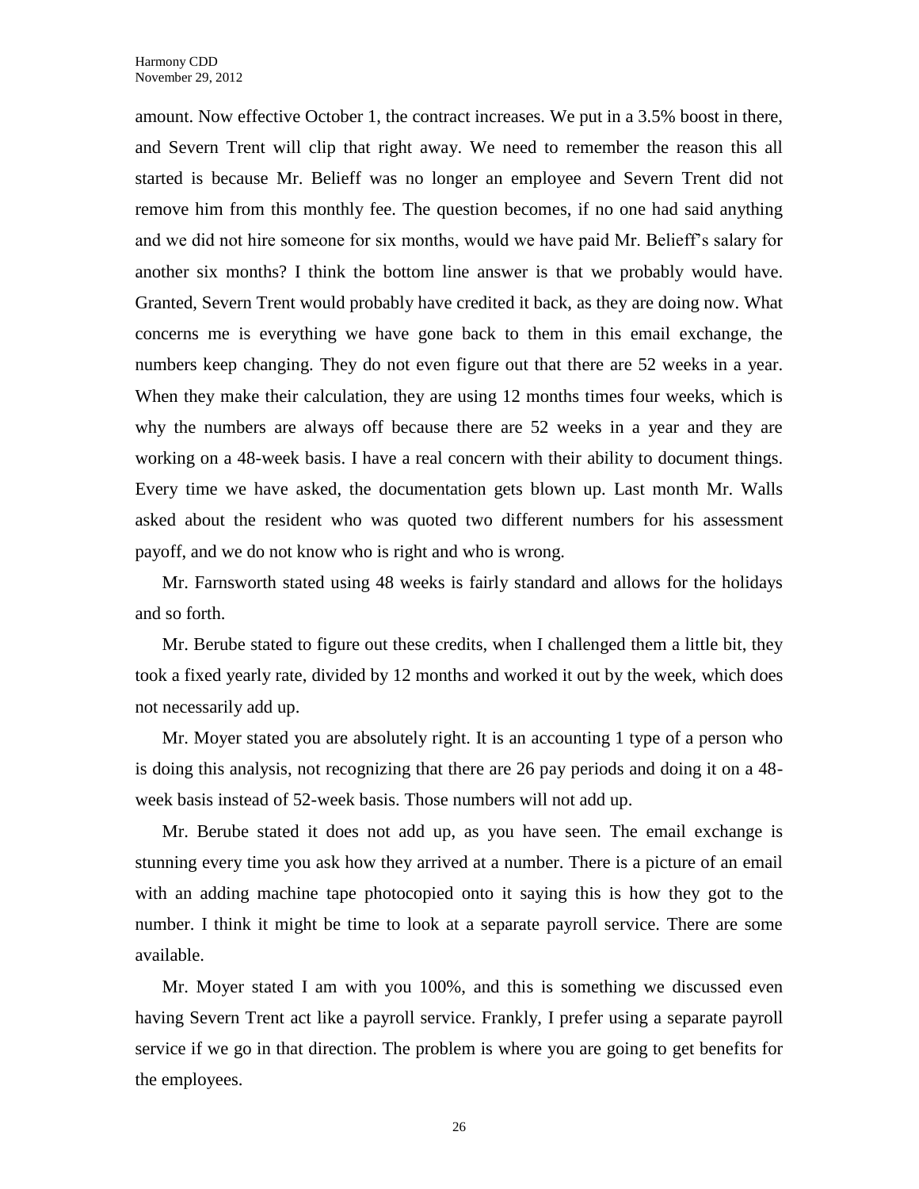amount. Now effective October 1, the contract increases. We put in a 3.5% boost in there, and Severn Trent will clip that right away. We need to remember the reason this all started is because Mr. Belieff was no longer an employee and Severn Trent did not remove him from this monthly fee. The question becomes, if no one had said anything and we did not hire someone for six months, would we have paid Mr. Belieff's salary for another six months? I think the bottom line answer is that we probably would have. Granted, Severn Trent would probably have credited it back, as they are doing now. What concerns me is everything we have gone back to them in this email exchange, the numbers keep changing. They do not even figure out that there are 52 weeks in a year. When they make their calculation, they are using 12 months times four weeks, which is why the numbers are always off because there are 52 weeks in a year and they are working on a 48-week basis. I have a real concern with their ability to document things. Every time we have asked, the documentation gets blown up. Last month Mr. Walls asked about the resident who was quoted two different numbers for his assessment payoff, and we do not know who is right and who is wrong.

Mr. Farnsworth stated using 48 weeks is fairly standard and allows for the holidays and so forth.

Mr. Berube stated to figure out these credits, when I challenged them a little bit, they took a fixed yearly rate, divided by 12 months and worked it out by the week, which does not necessarily add up.

Mr. Moyer stated you are absolutely right. It is an accounting 1 type of a person who is doing this analysis, not recognizing that there are 26 pay periods and doing it on a 48-week basis instead of 52-week basis. Those numbers will not add up.

Mr. Berube stated it does not add up, as you have seen. The email exchange is stunning every time you ask how they arrived at a number. There is a picture of an email with an adding machine tape photocopied onto it saying this is how they got to the number. I think it might be time to look at a separate payroll service. There are some available.

Mr. Moyer stated I am with you 100%, and this is something we discussed even having Severn Trent act like a payroll service. Frankly, I prefer using a separate payroll service if we go in that direction. The problem is where you are going to get benefits for the employees.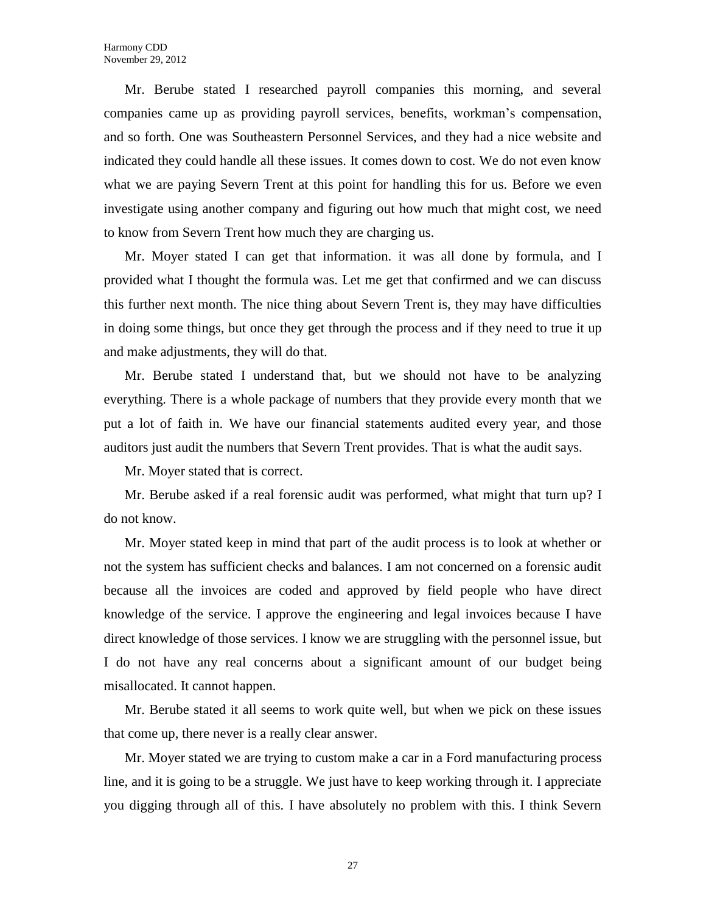Mr. Berube stated I researched payroll companies this morning, and several companies came up as providing payroll services, benefits, workman's compensation, and so forth. One was Southeastern Personnel Services, and they had a nice website and indicated they could handle all these issues. It comes down to cost. We do not even know what we are paying Severn Trent at this point for handling this for us. Before we even investigate using another company and figuring out how much that might cost, we need to know from Severn Trent how much they are charging us.

Mr. Moyer stated I can get that information. it was all done by formula, and I provided what I thought the formula was. Let me get that confirmed and we can discuss this further next month. The nice thing about Severn Trent is, they may have difficulties in doing some things, but once they get through the process and if they need to true it up and make adjustments, they will do that.

Mr. Berube stated I understand that, but we should not have to be analyzing everything. There is a whole package of numbers that they provide every month that we put a lot of faith in. We have our financial statements audited every year, and those auditors just audit the numbers that Severn Trent provides. That is what the audit says.

Mr. Moyer stated that is correct.

Mr. Berube asked if a real forensic audit was performed, what might that turn up? I do not know.

Mr. Moyer stated keep in mind that part of the audit process is to look at whether or not the system has sufficient checks and balances. I am not concerned on a forensic audit because all the invoices are coded and approved by field people who have direct knowledge of the service. I approve the engineering and legal invoices because I have direct knowledge of those services. I know we are struggling with the personnel issue, but I do not have any real concerns about a significant amount of our budget being misallocated. It cannot happen.

Mr. Berube stated it all seems to work quite well, but when we pick on these issues that come up, there never is a really clear answer.

Mr. Moyer stated we are trying to custom make a car in a Ford manufacturing process line, and it is going to be a struggle. We just have to keep working through it. I appreciate you digging through all of this. I have absolutely no problem with this. I think Severn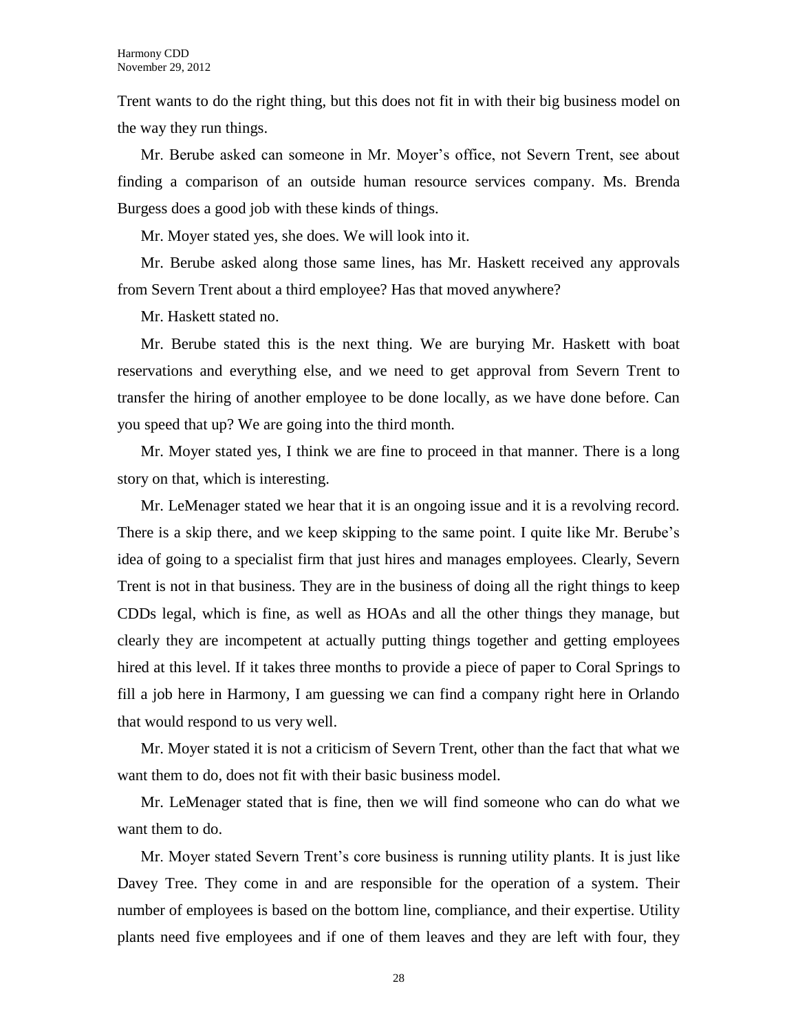Trent wants to do the right thing, but this does not fit in with their big business model on the way they run things.

Mr. Berube asked can someone in Mr. Moyer's office, not Severn Trent, see about finding a comparison of an outside human resource services company. Ms. Brenda Burgess does a good job with these kinds of things.

Mr. Moyer stated yes, she does. We will look into it.

Mr. Berube asked along those same lines, has Mr. Haskett received any approvals from Severn Trent about a third employee? Has that moved anywhere?

Mr. Haskett stated no.

Mr. Berube stated this is the next thing. We are burying Mr. Haskett with boat reservations and everything else, and we need to get approval from Severn Trent to transfer the hiring of another employee to be done locally, as we have done before. Can you speed that up? We are going into the third month.

Mr. Moyer stated yes, I think we are fine to proceed in that manner. There is a long story on that, which is interesting.

Mr. LeMenager stated we hear that it is an ongoing issue and it is a revolving record. There is a skip there, and we keep skipping to the same point. I quite like Mr. Berube's idea of going to a specialist firm that just hires and manages employees. Clearly, Severn Trent is not in that business. They are in the business of doing all the right things to keep CDDs legal, which is fine, as well as HOAs and all the other things they manage, but clearly they are incompetent at actually putting things together and getting employees hired at this level. If it takes three months to provide a piece of paper to Coral Springs to fill a job here in Harmony, I am guessing we can find a company right here in Orlando that would respond to us very well.

Mr. Moyer stated it is not a criticism of Severn Trent, other than the fact that what we want them to do, does not fit with their basic business model.

Mr. LeMenager stated that is fine, then we will find someone who can do what we want them to do.

Mr. Moyer stated Severn Trent's core business is running utility plants. It is just like Davey Tree. They come in and are responsible for the operation of a system. Their number of employees is based on the bottom line, compliance, and their expertise. Utility plants need five employees and if one of them leaves and they are left with four, they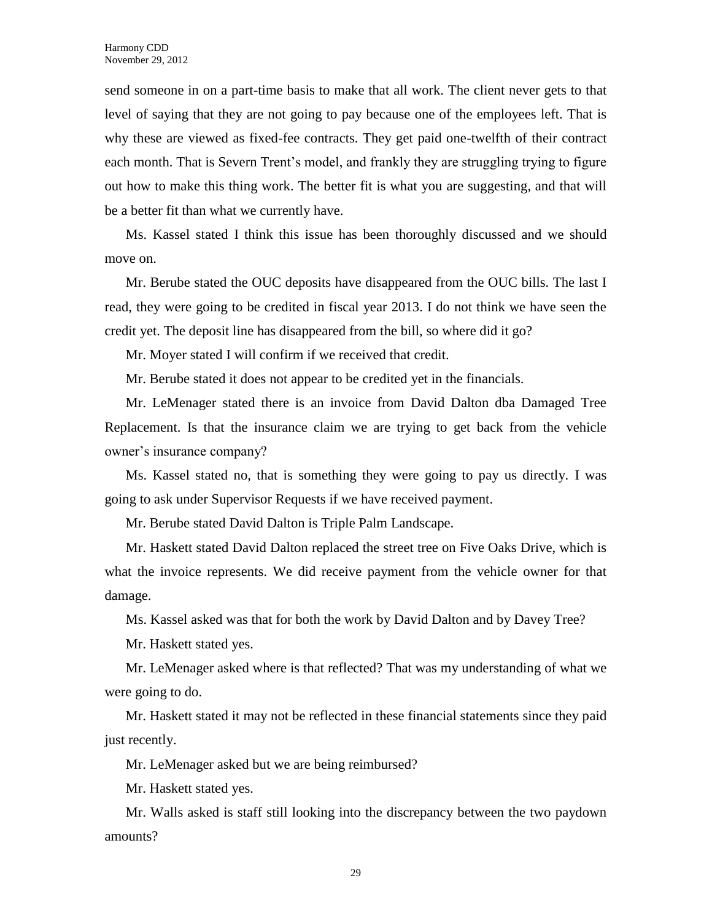send someone in on a part-time basis to make that all work. The client never gets to that level of saying that they are not going to pay because one of the employees left. That is why these are viewed as fixed-fee contracts. They get paid one-twelfth of their contract each month. That is Severn Trent's model, and frankly they are struggling trying to figure out how to make this thing work. The better fit is what you are suggesting, and that will be a better fit than what we currently have.

Ms. Kassel stated I think this issue has been thoroughly discussed and we should move on.

Mr. Berube stated the OUC deposits have disappeared from the OUC bills. The last I read, they were going to be credited in fiscal year 2013. I do not think we have seen the credit yet. The deposit line has disappeared from the bill, so where did it go?

Mr. Moyer stated I will confirm if we received that credit.

Mr. Berube stated it does not appear to be credited yet in the financials.

Mr. LeMenager stated there is an invoice from David Dalton dba Damaged Tree Replacement. Is that the insurance claim we are trying to get back from the vehicle owner's insurance company?

Ms. Kassel stated no, that is something they were going to pay us directly. I was going to ask under Supervisor Requests if we have received payment.

Mr. Berube stated David Dalton is Triple Palm Landscape.

Mr. Haskett stated David Dalton replaced the street tree on Five Oaks Drive, which is what the invoice represents. We did receive payment from the vehicle owner for that damage.

Ms. Kassel asked was that for both the work by David Dalton and by Davey Tree?

Mr. Haskett stated yes.

Mr. LeMenager asked where is that reflected? That was my understanding of what we were going to do.

Mr. Haskett stated it may not be reflected in these financial statements since they paid just recently.

Mr. LeMenager asked but we are being reimbursed?

Mr. Haskett stated yes.

Mr. Walls asked is staff still looking into the discrepancy between the two paydown amounts?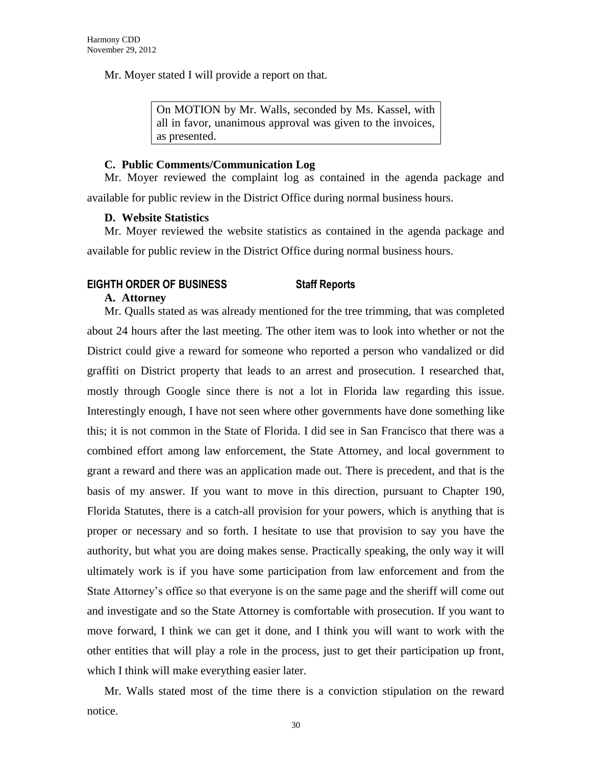Mr. Moyer stated I will provide a report on that.

> On MOTION by Mr. Walls, seconded by Ms. Kassel, with all in favor, unanimous approval was given to the invoices, as presented.

**C. Public Comments/Communication Log**

Mr. Moyer reviewed the complaint log as contained in the agenda package and available for public review in the District Office during normal business hours.

**D. Website Statistics**

Mr. Moyer reviewed the website statistics as contained in the agenda package and available for public review in the District Office during normal business hours.

## EIGHTH ORDER OF BUSINESS Staff Reports

**A. Attorney**

Mr. Qualls stated as was already mentioned for the tree trimming, that was completed about 24 hours after the last meeting. The other item was to look into whether or not the District could give a reward for someone who reported a person who vandalized or did graffiti on District property that leads to an arrest and prosecution. I researched that, mostly through Google since there is not a lot in Florida law regarding this issue. Interestingly enough, I have not seen where other governments have done something like this; it is not common in the State of Florida. I did see in San Francisco that there was a combined effort among law enforcement, the State Attorney, and local government to grant a reward and there was an application made out. There is precedent, and that is the basis of my answer. If you want to move in this direction, pursuant to Chapter 190, Florida Statutes, there is a catch-all provision for your powers, which is anything that is proper or necessary and so forth. I hesitate to use that provision to say you have the authority, but what you are doing makes sense. Practically speaking, the only way it will ultimately work is if you have some participation from law enforcement and from the State Attorney's office so that everyone is on the same page and the sheriff will come out and investigate and so the State Attorney is comfortable with prosecution. If you want to move forward, I think we can get it done, and I think you will want to work with the other entities that will play a role in the process, just to get their participation up front, which I think will make everything easier later.

Mr. Walls stated most of the time there is a conviction stipulation on the reward notice.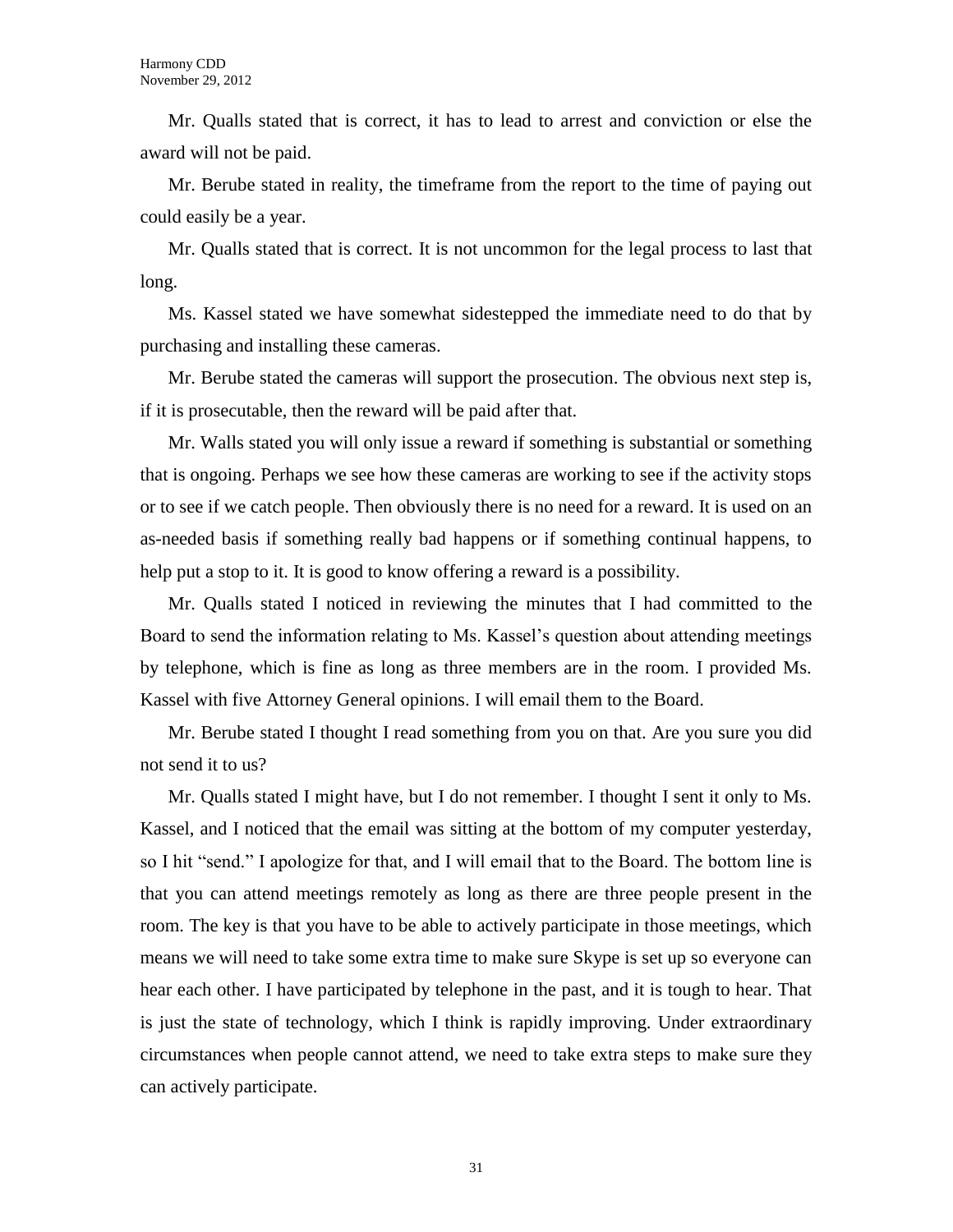Mr. Qualls stated that is correct, it has to lead to arrest and conviction or else the award will not be paid.

Mr. Berube stated in reality, the timeframe from the report to the time of paying out could easily be a year.

Mr. Qualls stated that is correct. It is not uncommon for the legal process to last that long.

Ms. Kassel stated we have somewhat sidestepped the immediate need to do that by purchasing and installing these cameras.

Mr. Berube stated the cameras will support the prosecution. The obvious next step is, if it is prosecutable, then the reward will be paid after that.

Mr. Walls stated you will only issue a reward if something is substantial or something that is ongoing. Perhaps we see how these cameras are working to see if the activity stops or to see if we catch people. Then obviously there is no need for a reward. It is used on an as-needed basis if something really bad happens or if something continual happens, to help put a stop to it. It is good to know offering a reward is a possibility.

Mr. Qualls stated I noticed in reviewing the minutes that I had committed to the Board to send the information relating to Ms. Kassel's question about attending meetings by telephone, which is fine as long as three members are in the room. I provided Ms. Kassel with five Attorney General opinions. I will email them to the Board.

Mr. Berube stated I thought I read something from you on that. Are you sure you did not send it to us?

Mr. Qualls stated I might have, but I do not remember. I thought I sent it only to Ms. Kassel, and I noticed that the email was sitting at the bottom of my computer yesterday, so I hit "send." I apologize for that, and I will email that to the Board. The bottom line is that you can attend meetings remotely as long as there are three people present in the room. The key is that you have to be able to actively participate in those meetings, which means we will need to take some extra time to make sure Skype is set up so everyone can hear each other. I have participated by telephone in the past, and it is tough to hear. That is just the state of technology, which I think is rapidly improving. Under extraordinary circumstances when people cannot attend, we need to take extra steps to make sure they can actively participate.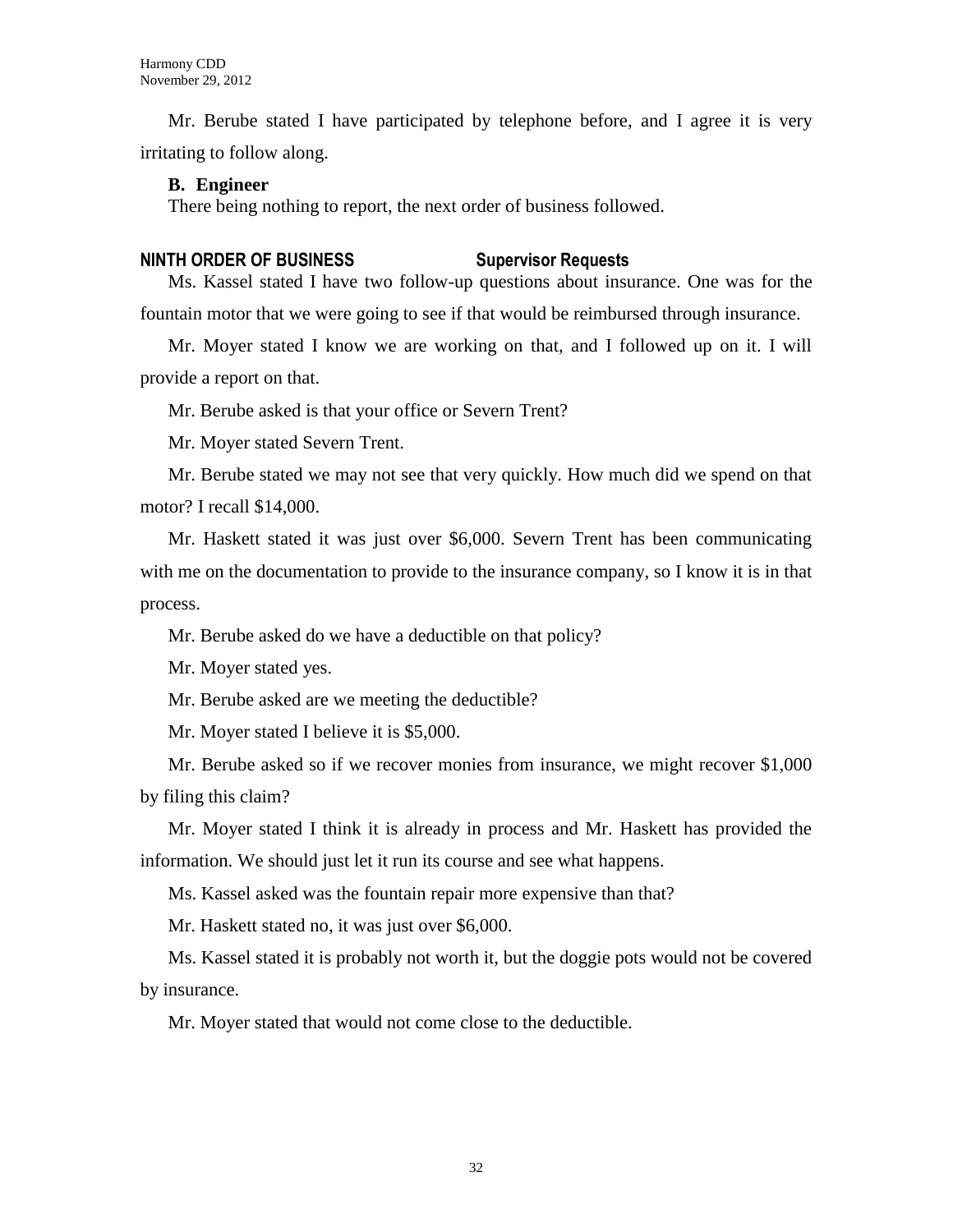Mr. Berube stated I have participated by telephone before, and I agree it is very irritating to follow along.

**B. Engineer**

There being nothing to report, the next order of business followed.

**NINTH ORDER OF BUSINESS Supervisor Requests**

Ms. Kassel stated I have two follow-up questions about insurance. One was for the fountain motor that we were going to see if that would be reimbursed through insurance.

Mr. Moyer stated I know we are working on that, and I followed up on it. I will provide a report on that.

Mr. Berube asked is that your office or Severn Trent?

Mr. Moyer stated Severn Trent.

Mr. Berube stated we may not see that very quickly. How much did we spend on that motor? I recall $14,000.

Mr. Haskett stated it was just over $6,000. Severn Trent has been communicating with me on the documentation to provide to the insurance company, so I know it is in that process.

Mr. Berube asked do we have a deductible on that policy?

Mr. Moyer stated yes.

Mr. Berube asked are we meeting the deductible?

Mr. Moyer stated I believe it is $5,000.

Mr. Berube asked so if we recover monies from insurance, we might recover $1,000 by filing this claim?

Mr. Moyer stated I think it is already in process and Mr. Haskett has provided the information. We should just let it run its course and see what happens.

Ms. Kassel asked was the fountain repair more expensive than that?

Mr. Haskett stated no, it was just over $6,000.

Ms. Kassel stated it is probably not worth it, but the doggie pots would not be covered by insurance.

Mr. Moyer stated that would not come close to the deductible.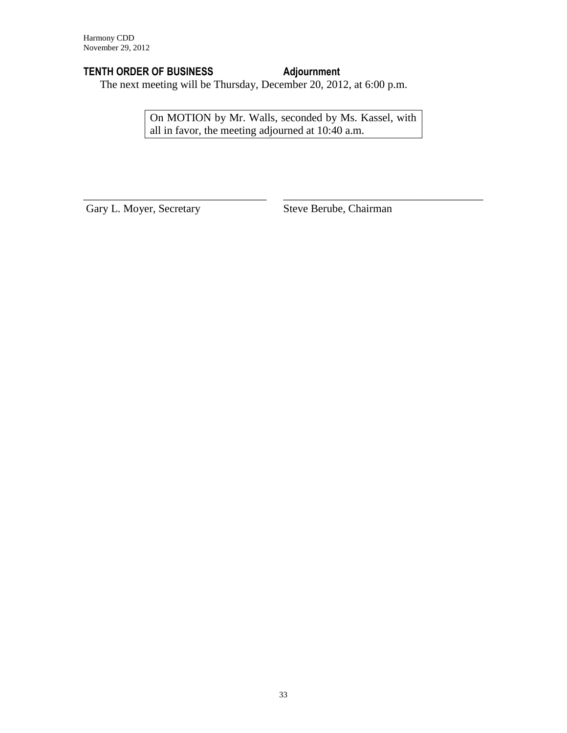**TENTH ORDER OF BUSINESS Adjournment**

The next meeting will be Thursday, December 20, 2012, at 6:00 p.m.

> On MOTION by Mr. Walls, seconded by Ms. Kassel, with all in favor, the meeting adjourned at 10:40 a.m.

| | |
|---|---|
| ______________________________ | ______________________________ |
| Gary L. Moyer, Secretary | Steve Berube, Chairman |